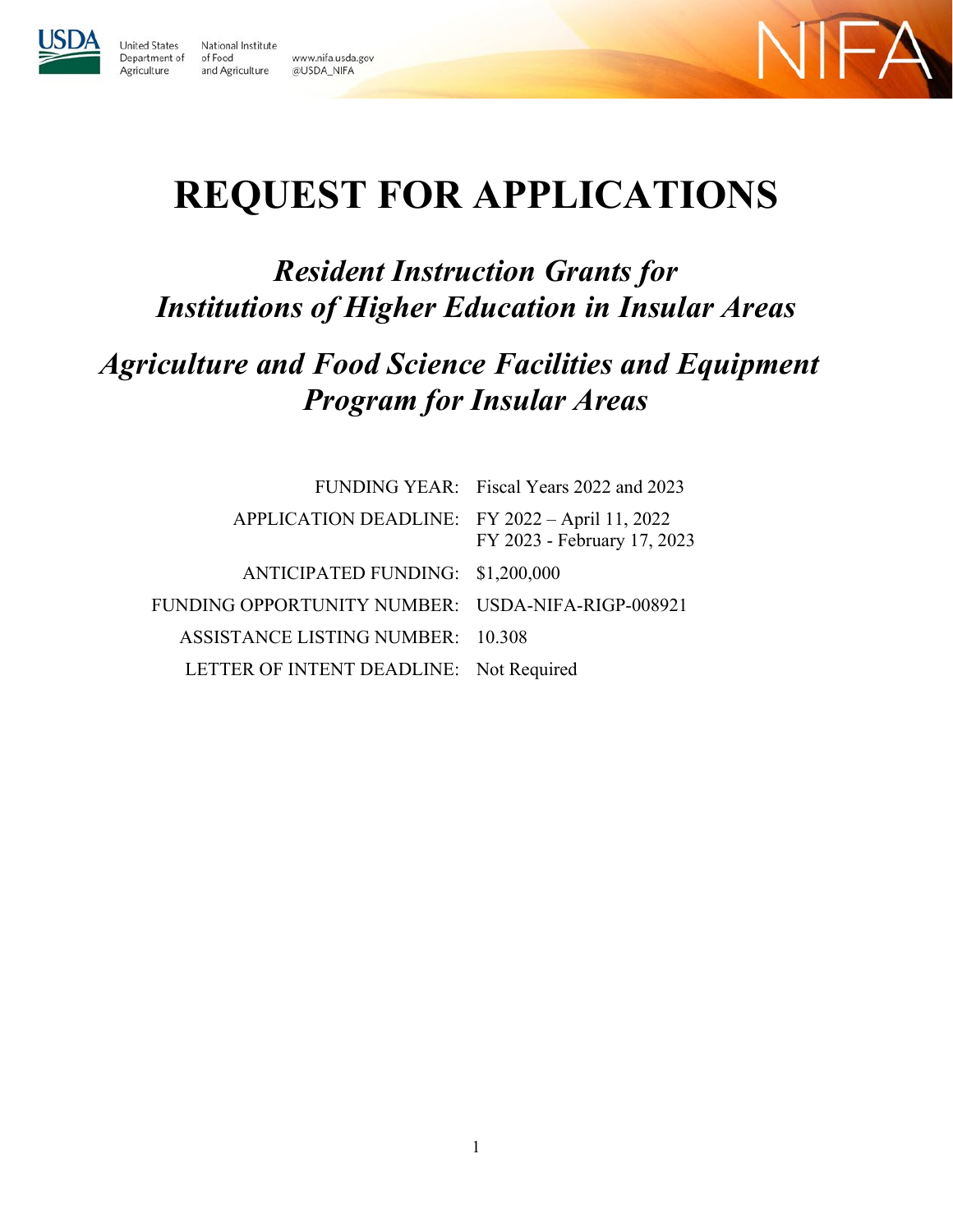United States Department of Agriculture

National Institute of Food and Agriculture

www.nifa.usda.gov
@USDA_NIFA

NIFA

# REQUEST FOR APPLICATIONS

## *Resident Instruction Grants for Institutions of Higher Education in Insular Areas*

## *Agriculture and Food Science Facilities and Equipment Program for Insular Areas*

| | |
|---|---|
| FUNDING YEAR: | Fiscal Years 2022 and 2023 |
| APPLICATION DEADLINE: | FY 2022 – April 11, 2022<br>FY 2023 - February 17, 2023 |
| ANTICIPATED FUNDING: | $1,200,000 |
| FUNDING OPPORTUNITY NUMBER: | USDA-NIFA-RIGP-008921 |
| ASSISTANCE LISTING NUMBER: | 10.308 |
| LETTER OF INTENT DEADLINE: | Not Required |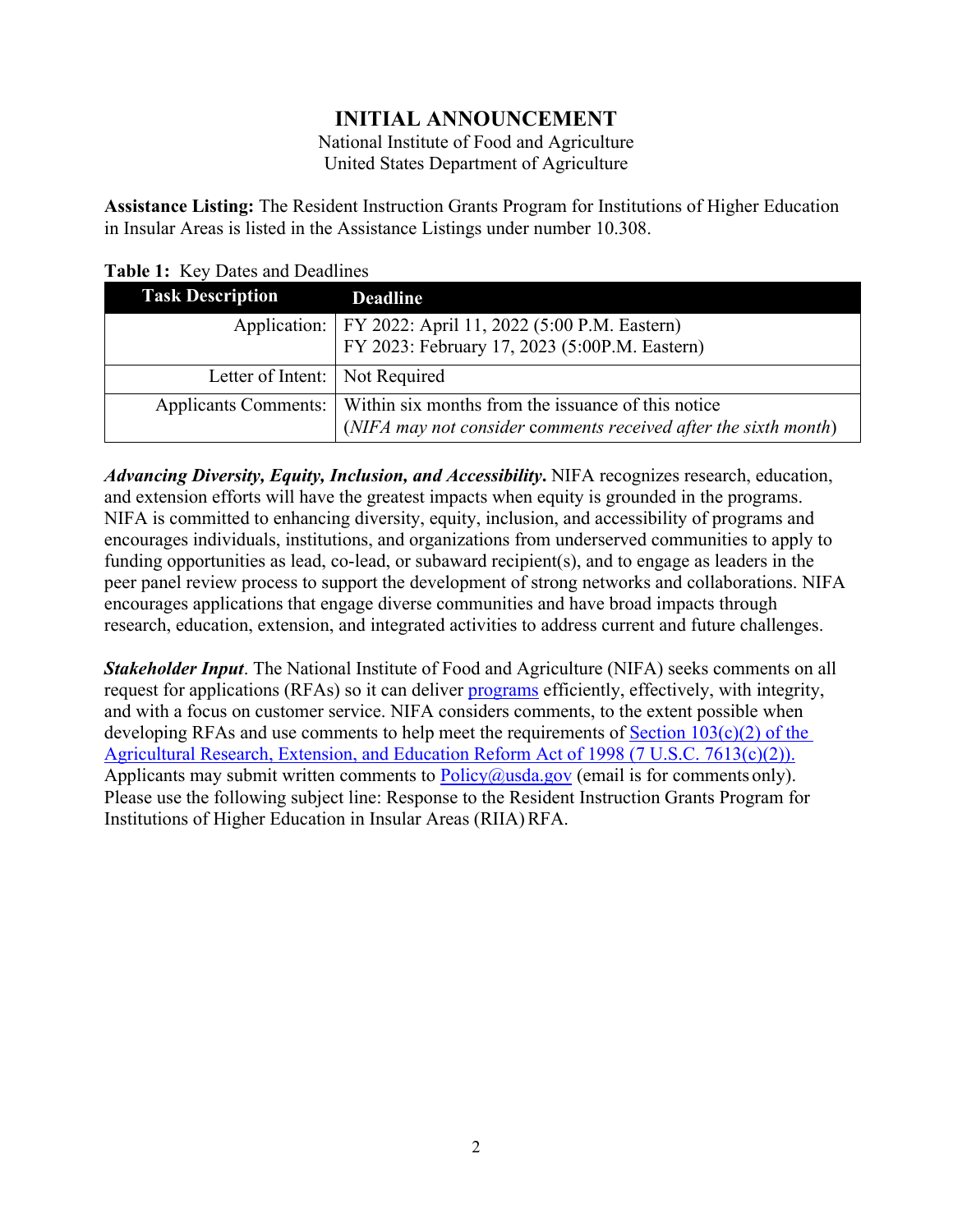# INITIAL ANNOUNCEMENT

National Institute of Food and Agriculture
United States Department of Agriculture

**Assistance Listing:** The Resident Instruction Grants Program for Institutions of Higher Education in Insular Areas is listed in the Assistance Listings under number 10.308.

**Table 1:** Key Dates and Deadlines

| Task Description | Deadline |
|---|---|
| Application: | FY 2022: April 11, 2022 (5:00 P.M. Eastern)<br>FY 2023: February 17, 2023 (5:00P.M. Eastern) |
| Letter of Intent: | Not Required |
| Applicants Comments: | Within six months from the issuance of this notice<br>(*NIFA may not consider* comments *received after the sixth month*) |

***Advancing Diversity, Equity, Inclusion, and Accessibility***. NIFA recognizes research, education, and extension efforts will have the greatest impacts when equity is grounded in the programs. NIFA is committed to enhancing diversity, equity, inclusion, and accessibility of programs and encourages individuals, institutions, and organizations from underserved communities to apply to funding opportunities as lead, co-lead, or subaward recipient(s), and to engage as leaders in the peer panel review process to support the development of strong networks and collaborations. NIFA encourages applications that engage diverse communities and have broad impacts through research, education, extension, and integrated activities to address current and future challenges.

***Stakeholder Input***. The National Institute of Food and Agriculture (NIFA) seeks comments on all request for applications (RFAs) so it can deliver programs efficiently, effectively, with integrity, and with a focus on customer service. NIFA considers comments, to the extent possible when developing RFAs and use comments to help meet the requirements of Section 103(c)(2) of the Agricultural Research, Extension, and Education Reform Act of 1998 (7 U.S.C. 7613(c)(2)). Applicants may submit written comments to Policy@usda.gov (email is for comments only). Please use the following subject line: Response to the Resident Instruction Grants Program for Institutions of Higher Education in Insular Areas (RIIA) RFA.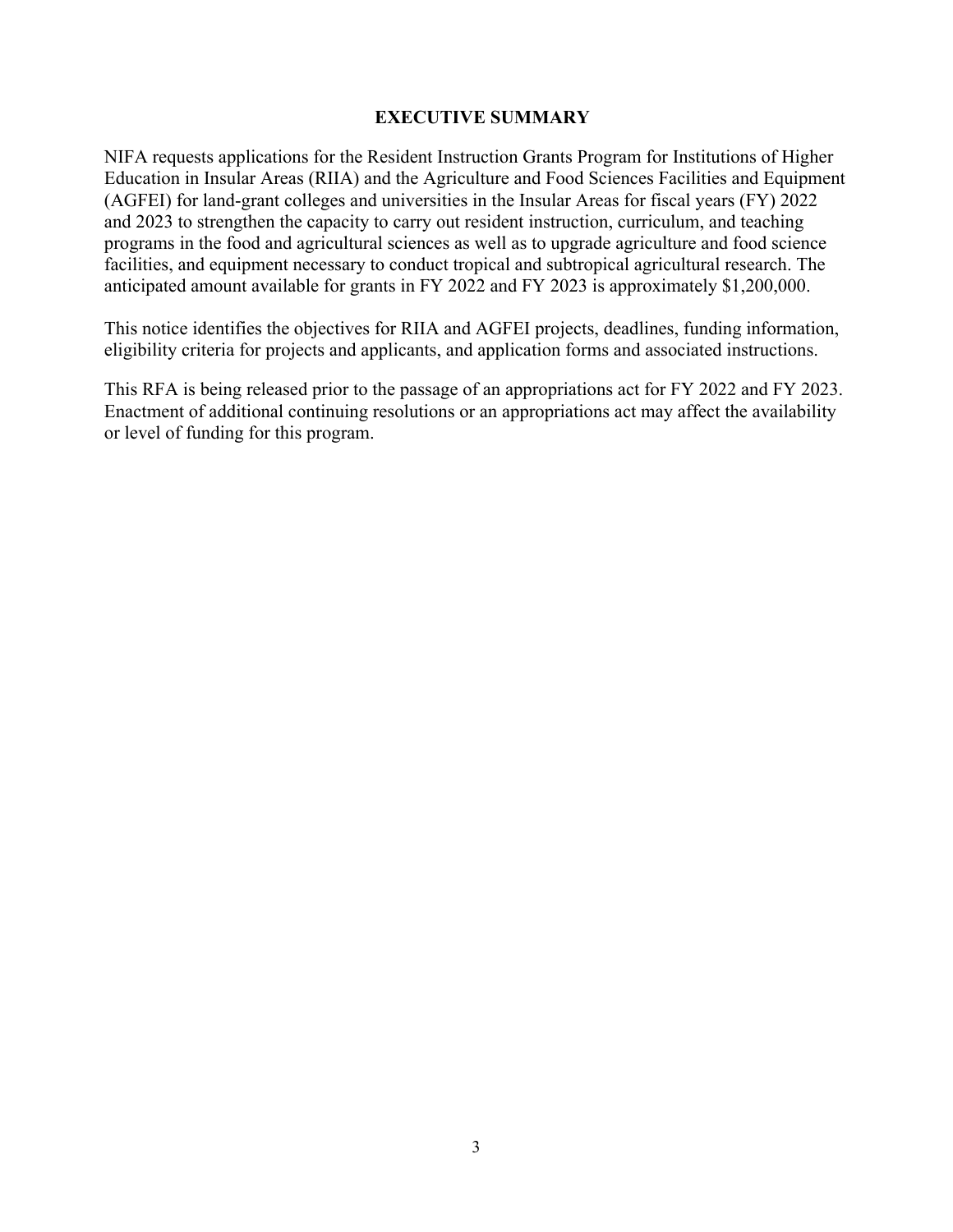# EXECUTIVE SUMMARY

NIFA requests applications for the Resident Instruction Grants Program for Institutions of Higher Education in Insular Areas (RIIA) and the Agriculture and Food Sciences Facilities and Equipment (AGFEI) for land-grant colleges and universities in the Insular Areas for fiscal years (FY) 2022 and 2023 to strengthen the capacity to carry out resident instruction, curriculum, and teaching programs in the food and agricultural sciences as well as to upgrade agriculture and food science facilities, and equipment necessary to conduct tropical and subtropical agricultural research. The anticipated amount available for grants in FY 2022 and FY 2023 is approximately $1,200,000.

This notice identifies the objectives for RIIA and AGFEI projects, deadlines, funding information, eligibility criteria for projects and applicants, and application forms and associated instructions.

This RFA is being released prior to the passage of an appropriations act for FY 2022 and FY 2023. Enactment of additional continuing resolutions or an appropriations act may affect the availability or level of funding for this program.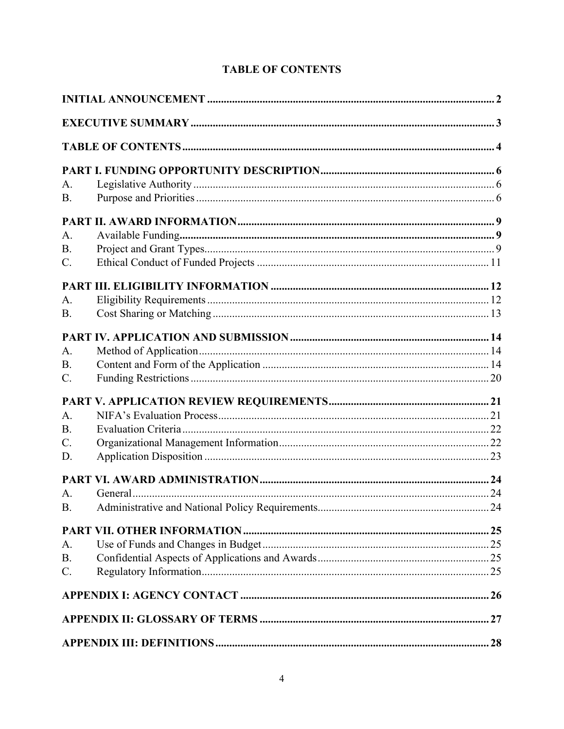## TABLE OF CONTENTS

**INITIAL ANNOUNCEMENT** .......... 2

**EXECUTIVE SUMMARY** .......... 3

**TABLE OF CONTENTS** .......... 4

**PART I. FUNDING OPPORTUNITY DESCRIPTION** .......... 6

A. Legislative Authority .......... 6
B. Purpose and Priorities .......... 6

**PART II. AWARD INFORMATION** .......... 9

A. Available Funding .......... 9
B. Project and Grant Types .......... 9
C. Ethical Conduct of Funded Projects .......... 11

**PART III. ELIGIBILITY INFORMATION** .......... 12

A. Eligibility Requirements .......... 12
B. Cost Sharing or Matching .......... 13

**PART IV. APPLICATION AND SUBMISSION** .......... 14

A. Method of Application .......... 14
B. Content and Form of the Application .......... 14
C. Funding Restrictions .......... 20

**PART V. APPLICATION REVIEW REQUIREMENTS** .......... 21

A. NIFA's Evaluation Process .......... 21
B. Evaluation Criteria .......... 22
C. Organizational Management Information .......... 22
D. Application Disposition .......... 23

**PART VI. AWARD ADMINISTRATION** .......... 24

A. General .......... 24
B. Administrative and National Policy Requirements .......... 24

**PART VII. OTHER INFORMATION** .......... 25

A. Use of Funds and Changes in Budget .......... 25
B. Confidential Aspects of Applications and Awards .......... 25
C. Regulatory Information .......... 25

**APPENDIX I: AGENCY CONTACT** .......... 26

**APPENDIX II: GLOSSARY OF TERMS** .......... 27

**APPENDIX III: DEFINITIONS** .......... 28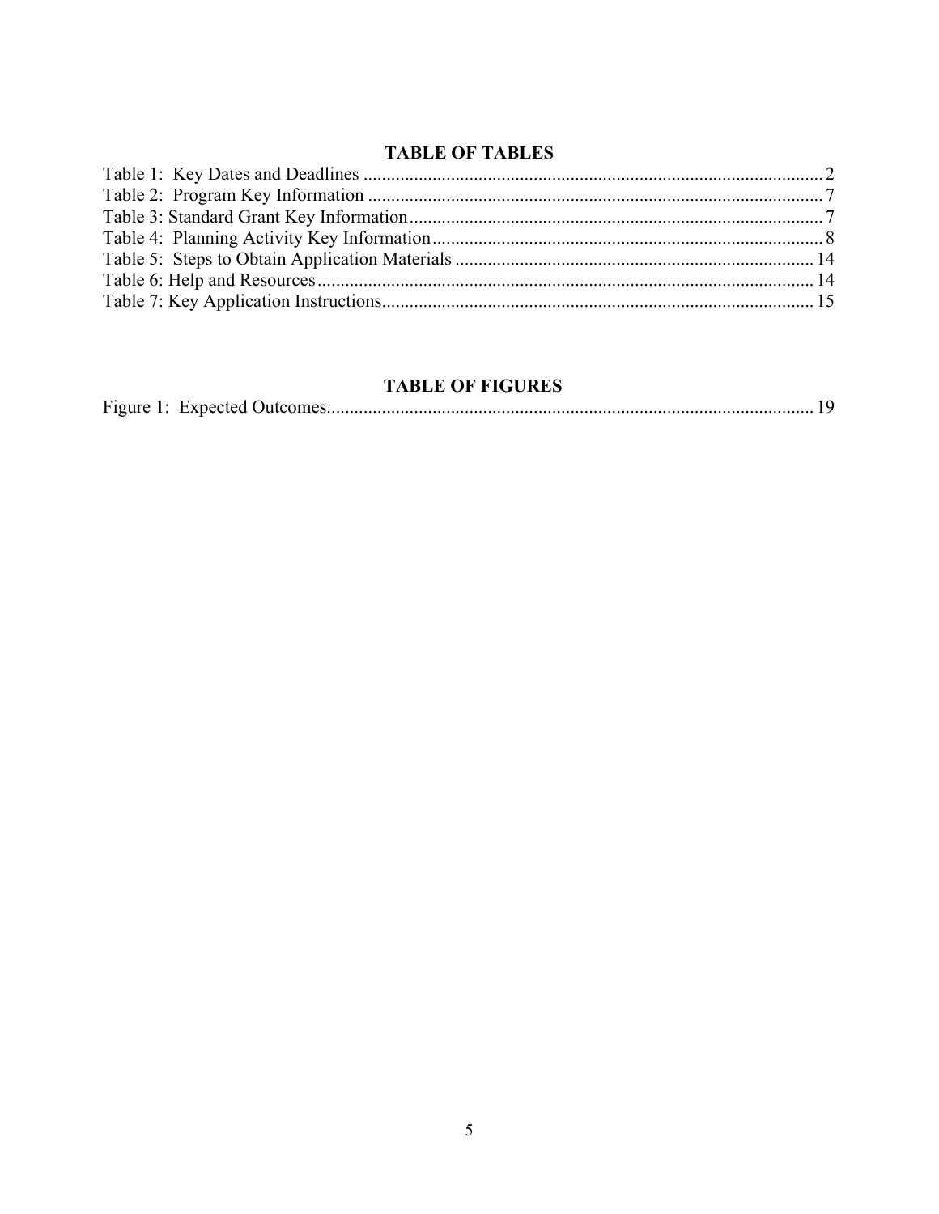## TABLE OF TABLES

Table 1: Key Dates and Deadlines .................................................................................................... 2
Table 2: Program Key Information ................................................................................................... 7
Table 3: Standard Grant Key Information .......................................................................................... 7
Table 4: Planning Activity Key Information ..................................................................................... 8
Table 5: Steps to Obtain Application Materials .............................................................................. 14
Table 6: Help and Resources ............................................................................................................ 14
Table 7: Key Application Instructions .............................................................................................. 15

## TABLE OF FIGURES

Figure 1: Expected Outcomes .......................................................................................................... 19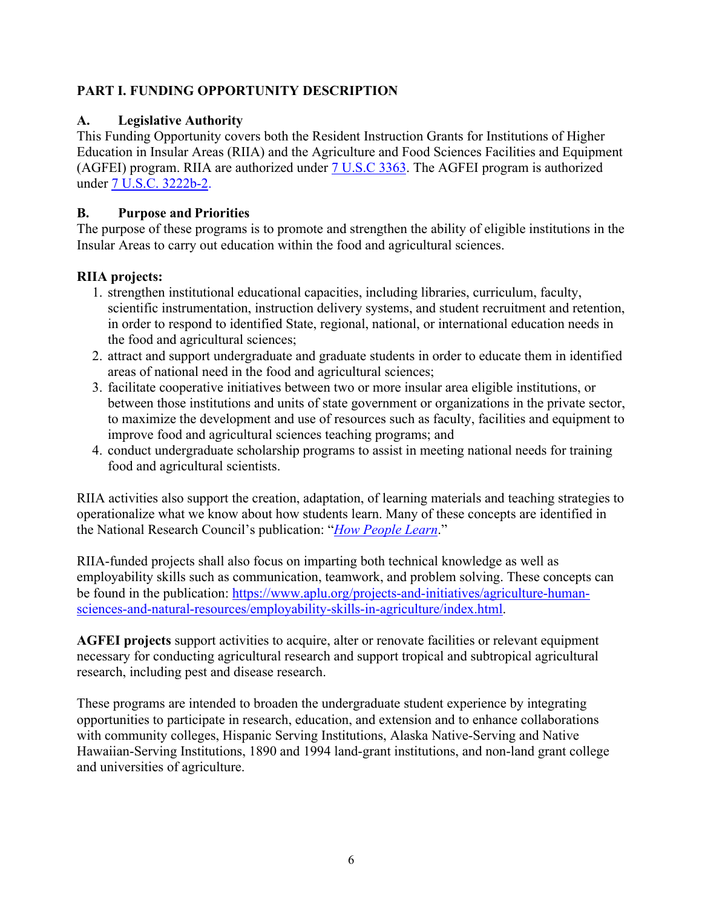## PART I. FUNDING OPPORTUNITY DESCRIPTION

### A. Legislative Authority

This Funding Opportunity covers both the Resident Instruction Grants for Institutions of Higher Education in Insular Areas (RIIA) and the Agriculture and Food Sciences Facilities and Equipment (AGFEI) program. RIIA are authorized under 7 U.S.C 3363. The AGFEI program is authorized under 7 U.S.C. 3222b-2.

### B. Purpose and Priorities

The purpose of these programs is to promote and strengthen the ability of eligible institutions in the Insular Areas to carry out education within the food and agricultural sciences.

**RIIA projects:**

1. strengthen institutional educational capacities, including libraries, curriculum, faculty, scientific instrumentation, instruction delivery systems, and student recruitment and retention, in order to respond to identified State, regional, national, or international education needs in the food and agricultural sciences;
2. attract and support undergraduate and graduate students in order to educate them in identified areas of national need in the food and agricultural sciences;
3. facilitate cooperative initiatives between two or more insular area eligible institutions, or between those institutions and units of state government or organizations in the private sector, to maximize the development and use of resources such as faculty, facilities and equipment to improve food and agricultural sciences teaching programs; and
4. conduct undergraduate scholarship programs to assist in meeting national needs for training food and agricultural scientists.

RIIA activities also support the creation, adaptation, of learning materials and teaching strategies to operationalize what we know about how students learn. Many of these concepts are identified in the National Research Council's publication: "*How People Learn*."

RIIA-funded projects shall also focus on imparting both technical knowledge as well as employability skills such as communication, teamwork, and problem solving. These concepts can be found in the publication: https://www.aplu.org/projects-and-initiatives/agriculture-human-sciences-and-natural-resources/employability-skills-in-agriculture/index.html.

**AGFEI projects** support activities to acquire, alter or renovate facilities or relevant equipment necessary for conducting agricultural research and support tropical and subtropical agricultural research, including pest and disease research.

These programs are intended to broaden the undergraduate student experience by integrating opportunities to participate in research, education, and extension and to enhance collaborations with community colleges, Hispanic Serving Institutions, Alaska Native-Serving and Native Hawaiian-Serving Institutions, 1890 and 1994 land-grant institutions, and non-land grant college and universities of agriculture.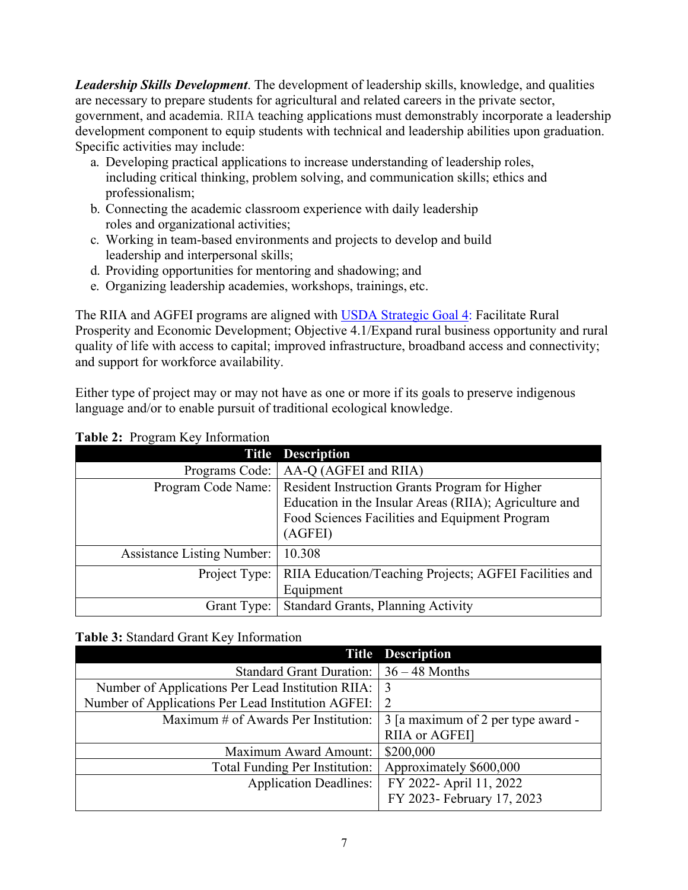***Leadership Skills Development***. The development of leadership skills, knowledge, and qualities are necessary to prepare students for agricultural and related careers in the private sector, government, and academia. RIIA teaching applications must demonstrably incorporate a leadership development component to equip students with technical and leadership abilities upon graduation. Specific activities may include:

a. Developing practical applications to increase understanding of leadership roles, including critical thinking, problem solving, and communication skills; ethics and professionalism;
b. Connecting the academic classroom experience with daily leadership roles and organizational activities;
c. Working in team-based environments and projects to develop and build leadership and interpersonal skills;
d. Providing opportunities for mentoring and shadowing; and
e. Organizing leadership academies, workshops, trainings, etc.

The RIIA and AGFEI programs are aligned with [USDA Strategic Goal 4](): Facilitate Rural Prosperity and Economic Development; Objective 4.1/Expand rural business opportunity and rural quality of life with access to capital; improved infrastructure, broadband access and connectivity; and support for workforce availability.

Either type of project may or may not have as one or more if its goals to preserve indigenous language and/or to enable pursuit of traditional ecological knowledge.

**Table 2:** Program Key Information

| Title | Description |
|---:|---|
| Programs Code: | AA-Q (AGFEI and RIIA) |
| Program Code Name: | Resident Instruction Grants Program for Higher Education in the Insular Areas (RIIA); Agriculture and Food Sciences Facilities and Equipment Program (AGFEI) |
| Assistance Listing Number: | 10.308 |
| Project Type: | RIIA Education/Teaching Projects; AGFEI Facilities and Equipment |
| Grant Type: | Standard Grants, Planning Activity |

**Table 3:** Standard Grant Key Information

| Title | Description |
|---:|---|
| Standard Grant Duration: | 36 – 48 Months |
| Number of Applications Per Lead Institution RIIA:<br>Number of Applications Per Lead Institution AGFEI: | 3<br>2 |
| Maximum # of Awards Per Institution: | 3 [a maximum of 2 per type award - RIIA or AGFEI] |
| Maximum Award Amount: | $200,000 |
| Total Funding Per Institution: | Approximately $600,000 |
| Application Deadlines: | FY 2022- April 11, 2022<br>FY 2023- February 17, 2023 |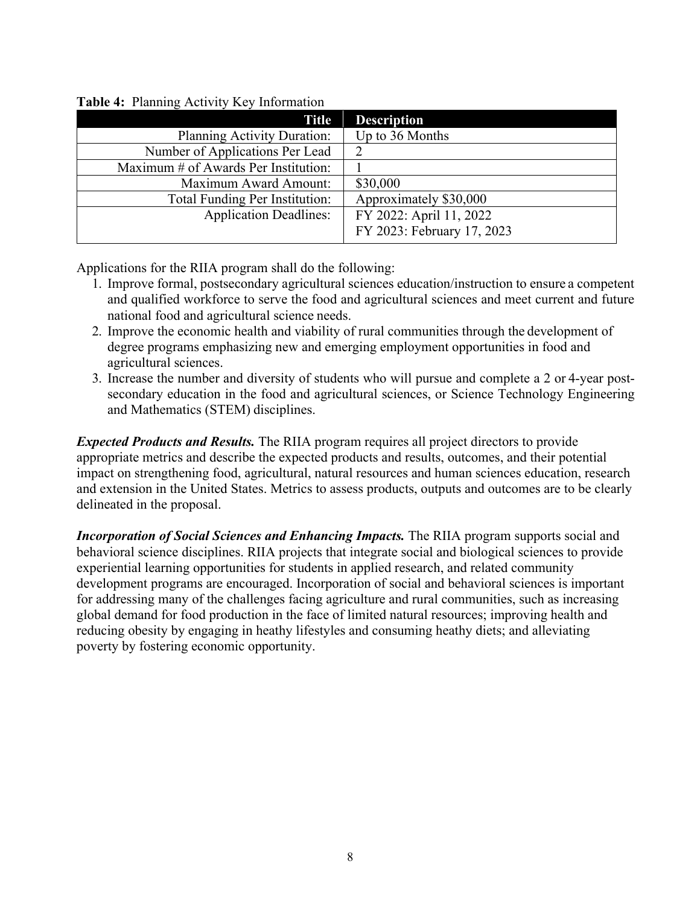**Table 4:** Planning Activity Key Information

| Title | Description |
|---:|---|
| Planning Activity Duration: | Up to 36 Months |
| Number of Applications Per Lead | 2 |
| Maximum # of Awards Per Institution: | 1 |
| Maximum Award Amount: | $30,000 |
| Total Funding Per Institution: | Approximately $30,000 |
| Application Deadlines: | FY 2022: April 11, 2022<br>FY 2023: February 17, 2023 |

Applications for the RIIA program shall do the following:

1. Improve formal, postsecondary agricultural sciences education/instruction to ensure a competent and qualified workforce to serve the food and agricultural sciences and meet current and future national food and agricultural science needs.
2. Improve the economic health and viability of rural communities through the development of degree programs emphasizing new and emerging employment opportunities in food and agricultural sciences.
3. Increase the number and diversity of students who will pursue and complete a 2 or 4-year post-secondary education in the food and agricultural sciences, or Science Technology Engineering and Mathematics (STEM) disciplines.

***Expected Products and Results.*** The RIIA program requires all project directors to provide appropriate metrics and describe the expected products and results, outcomes, and their potential impact on strengthening food, agricultural, natural resources and human sciences education, research and extension in the United States. Metrics to assess products, outputs and outcomes are to be clearly delineated in the proposal.

***Incorporation of Social Sciences and Enhancing Impacts.*** The RIIA program supports social and behavioral science disciplines. RIIA projects that integrate social and biological sciences to provide experiential learning opportunities for students in applied research, and related community development programs are encouraged. Incorporation of social and behavioral sciences is important for addressing many of the challenges facing agriculture and rural communities, such as increasing global demand for food production in the face of limited natural resources; improving health and reducing obesity by engaging in heathy lifestyles and consuming heathy diets; and alleviating poverty by fostering economic opportunity.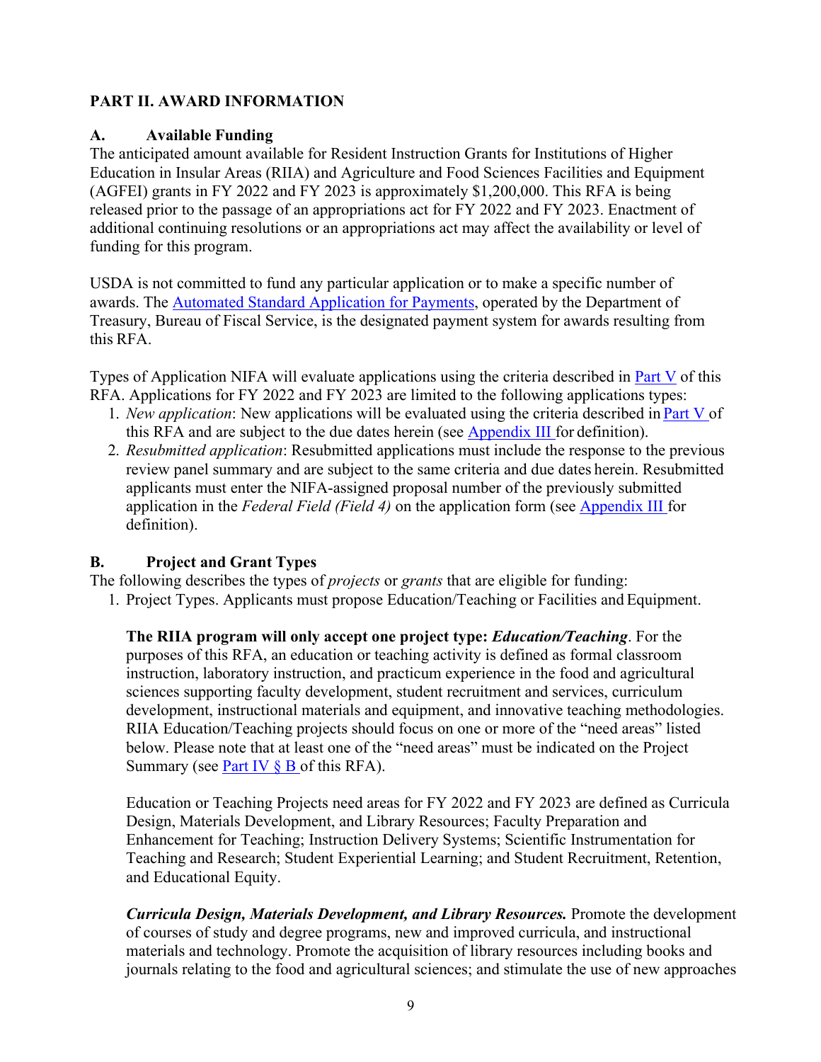## PART II. AWARD INFORMATION

### A. Available Funding

The anticipated amount available for Resident Instruction Grants for Institutions of Higher Education in Insular Areas (RIIA) and Agriculture and Food Sciences Facilities and Equipment (AGFEI) grants in FY 2022 and FY 2023 is approximately $1,200,000. This RFA is being released prior to the passage of an appropriations act for FY 2022 and FY 2023. Enactment of additional continuing resolutions or an appropriations act may affect the availability or level of funding for this program.

USDA is not committed to fund any particular application or to make a specific number of awards. The Automated Standard Application for Payments, operated by the Department of Treasury, Bureau of Fiscal Service, is the designated payment system for awards resulting from this RFA.

Types of Application NIFA will evaluate applications using the criteria described in Part V of this RFA. Applications for FY 2022 and FY 2023 are limited to the following applications types:

1. *New application*: New applications will be evaluated using the criteria described in Part V of this RFA and are subject to the due dates herein (see Appendix III for definition).
2. *Resubmitted application*: Resubmitted applications must include the response to the previous review panel summary and are subject to the same criteria and due dates herein. Resubmitted applicants must enter the NIFA-assigned proposal number of the previously submitted application in the *Federal Field (Field 4)* on the application form (see Appendix III for definition).

### B. Project and Grant Types

The following describes the types of *projects* or *grants* that are eligible for funding:

1. Project Types. Applicants must propose Education/Teaching or Facilities and Equipment.

   **The RIIA program will only accept one project type: *Education/Teaching***. For the purposes of this RFA, an education or teaching activity is defined as formal classroom instruction, laboratory instruction, and practicum experience in the food and agricultural sciences supporting faculty development, student recruitment and services, curriculum development, instructional materials and equipment, and innovative teaching methodologies. RIIA Education/Teaching projects should focus on one or more of the "need areas" listed below. Please note that at least one of the "need areas" must be indicated on the Project Summary (see Part IV § B of this RFA).

   Education or Teaching Projects need areas for FY 2022 and FY 2023 are defined as Curricula Design, Materials Development, and Library Resources; Faculty Preparation and Enhancement for Teaching; Instruction Delivery Systems; Scientific Instrumentation for Teaching and Research; Student Experiential Learning; and Student Recruitment, Retention, and Educational Equity.

   ***Curricula Design, Materials Development, and Library Resources.*** Promote the development of courses of study and degree programs, new and improved curricula, and instructional materials and technology. Promote the acquisition of library resources including books and journals relating to the food and agricultural sciences; and stimulate the use of new approaches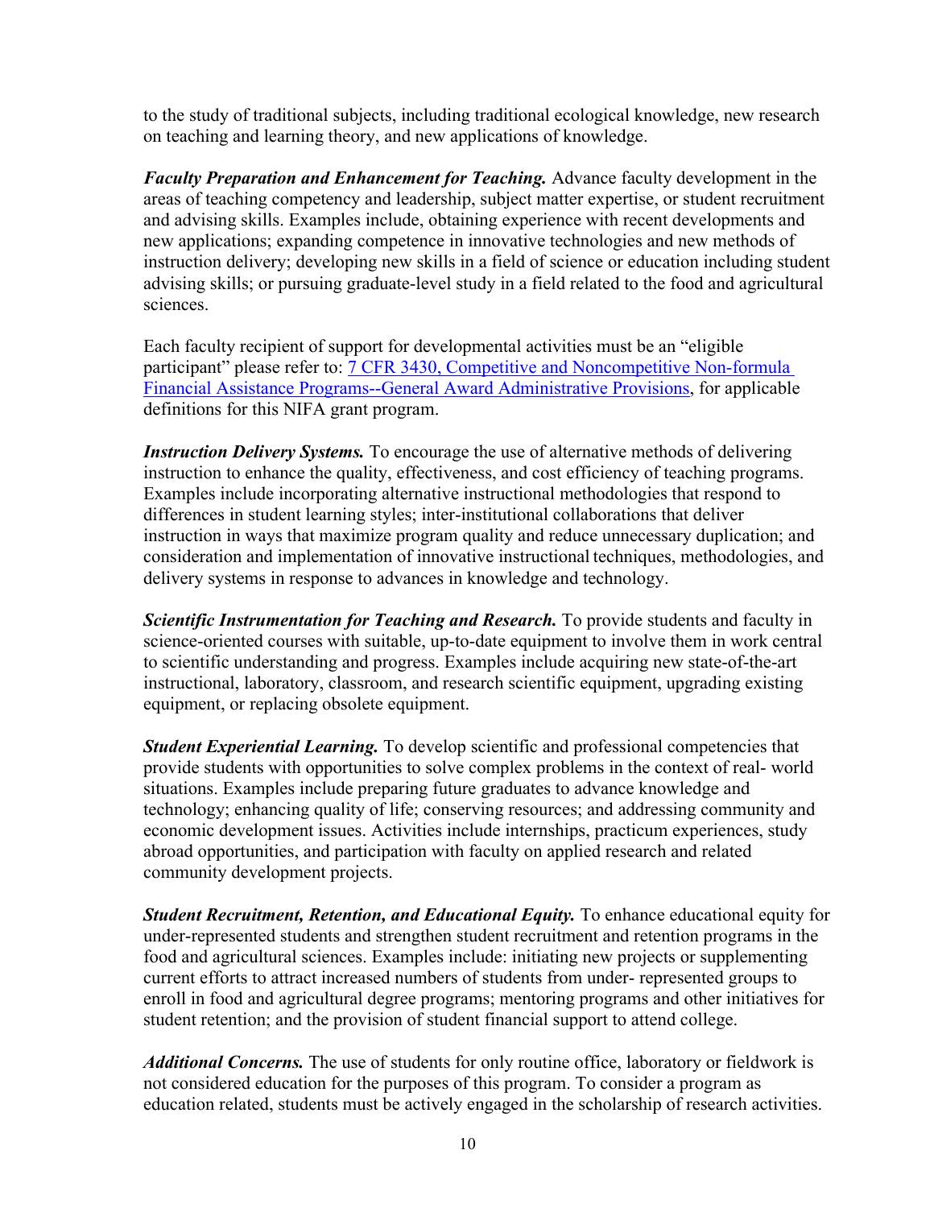to the study of traditional subjects, including traditional ecological knowledge, new research on teaching and learning theory, and new applications of knowledge.

***Faculty Preparation and Enhancement for Teaching.*** Advance faculty development in the areas of teaching competency and leadership, subject matter expertise, or student recruitment and advising skills. Examples include, obtaining experience with recent developments and new applications; expanding competence in innovative technologies and new methods of instruction delivery; developing new skills in a field of science or education including student advising skills; or pursuing graduate-level study in a field related to the food and agricultural sciences.

Each faculty recipient of support for developmental activities must be an "eligible participant" please refer to: [7 CFR 3430, Competitive and Noncompetitive Non-formula Financial Assistance Programs--General Award Administrative Provisions](), for applicable definitions for this NIFA grant program.

***Instruction Delivery Systems.*** To encourage the use of alternative methods of delivering instruction to enhance the quality, effectiveness, and cost efficiency of teaching programs. Examples include incorporating alternative instructional methodologies that respond to differences in student learning styles; inter-institutional collaborations that deliver instruction in ways that maximize program quality and reduce unnecessary duplication; and consideration and implementation of innovative instructional techniques, methodologies, and delivery systems in response to advances in knowledge and technology.

***Scientific Instrumentation for Teaching and Research.*** To provide students and faculty in science-oriented courses with suitable, up-to-date equipment to involve them in work central to scientific understanding and progress. Examples include acquiring new state-of-the-art instructional, laboratory, classroom, and research scientific equipment, upgrading existing equipment, or replacing obsolete equipment.

***Student Experiential Learning.*** To develop scientific and professional competencies that provide students with opportunities to solve complex problems in the context of real- world situations. Examples include preparing future graduates to advance knowledge and technology; enhancing quality of life; conserving resources; and addressing community and economic development issues. Activities include internships, practicum experiences, study abroad opportunities, and participation with faculty on applied research and related community development projects.

***Student Recruitment, Retention, and Educational Equity.*** To enhance educational equity for under-represented students and strengthen student recruitment and retention programs in the food and agricultural sciences. Examples include: initiating new projects or supplementing current efforts to attract increased numbers of students from under- represented groups to enroll in food and agricultural degree programs; mentoring programs and other initiatives for student retention; and the provision of student financial support to attend college.

***Additional Concerns.*** The use of students for only routine office, laboratory or fieldwork is not considered education for the purposes of this program. To consider a program as education related, students must be actively engaged in the scholarship of research activities.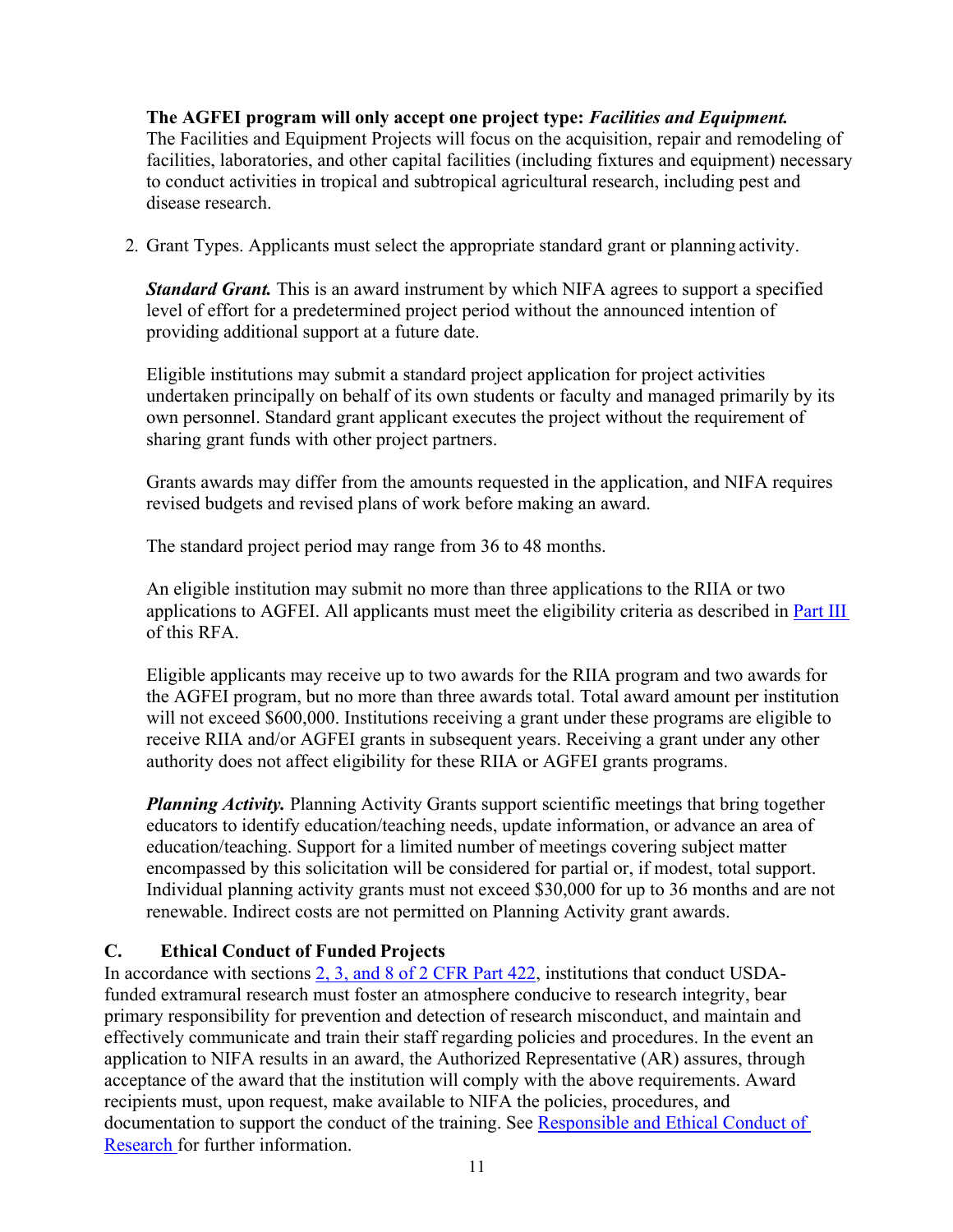**The AGFEI program will only accept one project type: *Facilities and Equipment.*** The Facilities and Equipment Projects will focus on the acquisition, repair and remodeling of facilities, laboratories, and other capital facilities (including fixtures and equipment) necessary to conduct activities in tropical and subtropical agricultural research, including pest and disease research.

2. Grant Types. Applicants must select the appropriate standard grant or planning activity.

   ***Standard Grant.*** This is an award instrument by which NIFA agrees to support a specified level of effort for a predetermined project period without the announced intention of providing additional support at a future date.

   Eligible institutions may submit a standard project application for project activities undertaken principally on behalf of its own students or faculty and managed primarily by its own personnel. Standard grant applicant executes the project without the requirement of sharing grant funds with other project partners.

   Grants awards may differ from the amounts requested in the application, and NIFA requires revised budgets and revised plans of work before making an award.

   The standard project period may range from 36 to 48 months.

   An eligible institution may submit no more than three applications to the RIIA or two applications to AGFEI. All applicants must meet the eligibility criteria as described in [Part III](#) of this RFA.

   Eligible applicants may receive up to two awards for the RIIA program and two awards for the AGFEI program, but no more than three awards total. Total award amount per institution will not exceed $600,000. Institutions receiving a grant under these programs are eligible to receive RIIA and/or AGFEI grants in subsequent years. Receiving a grant under any other authority does not affect eligibility for these RIIA or AGFEI grants programs.

   ***Planning Activity.*** Planning Activity Grants support scientific meetings that bring together educators to identify education/teaching needs, update information, or advance an area of education/teaching. Support for a limited number of meetings covering subject matter encompassed by this solicitation will be considered for partial or, if modest, total support. Individual planning activity grants must not exceed $30,000 for up to 36 months and are not renewable. Indirect costs are not permitted on Planning Activity grant awards.

## C. Ethical Conduct of Funded Projects

In accordance with sections [2, 3, and 8 of 2 CFR Part 422](#), institutions that conduct USDA-funded extramural research must foster an atmosphere conducive to research integrity, bear primary responsibility for prevention and detection of research misconduct, and maintain and effectively communicate and train their staff regarding policies and procedures. In the event an application to NIFA results in an award, the Authorized Representative (AR) assures, through acceptance of the award that the institution will comply with the above requirements. Award recipients must, upon request, make available to NIFA the policies, procedures, and documentation to support the conduct of the training. See [Responsible and Ethical Conduct of Research](#) for further information.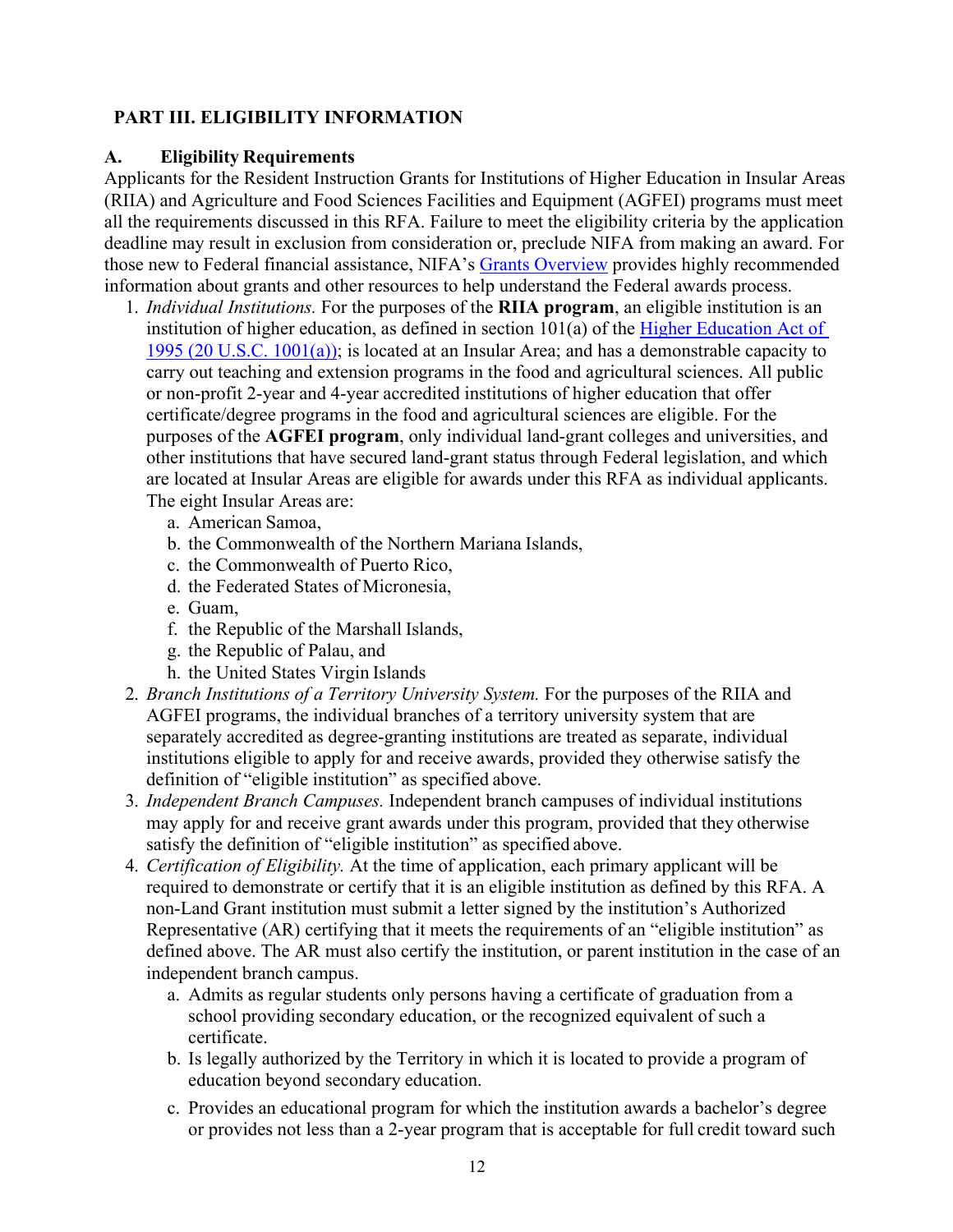## PART III. ELIGIBILITY INFORMATION

### A. Eligibility Requirements

Applicants for the Resident Instruction Grants for Institutions of Higher Education in Insular Areas (RIIA) and Agriculture and Food Sciences Facilities and Equipment (AGFEI) programs must meet all the requirements discussed in this RFA. Failure to meet the eligibility criteria by the application deadline may result in exclusion from consideration or, preclude NIFA from making an award. For those new to Federal financial assistance, NIFA's Grants Overview provides highly recommended information about grants and other resources to help understand the Federal awards process.

1. *Individual Institutions.* For the purposes of the **RIIA program**, an eligible institution is an institution of higher education, as defined in section 101(a) of the Higher Education Act of 1995 (20 U.S.C. 1001(a)); is located at an Insular Area; and has a demonstrable capacity to carry out teaching and extension programs in the food and agricultural sciences. All public or non-profit 2-year and 4-year accredited institutions of higher education that offer certificate/degree programs in the food and agricultural sciences are eligible. For the purposes of the **AGFEI program**, only individual land-grant colleges and universities, and other institutions that have secured land-grant status through Federal legislation, and which are located at Insular Areas are eligible for awards under this RFA as individual applicants. The eight Insular Areas are:
   a. American Samoa,
   b. the Commonwealth of the Northern Mariana Islands,
   c. the Commonwealth of Puerto Rico,
   d. the Federated States of Micronesia,
   e. Guam,
   f. the Republic of the Marshall Islands,
   g. the Republic of Palau, and
   h. the United States Virgin Islands
2. *Branch Institutions of a Territory University System.* For the purposes of the RIIA and AGFEI programs, the individual branches of a territory university system that are separately accredited as degree-granting institutions are treated as separate, individual institutions eligible to apply for and receive awards, provided they otherwise satisfy the definition of "eligible institution" as specified above.
3. *Independent Branch Campuses.* Independent branch campuses of individual institutions may apply for and receive grant awards under this program, provided that they otherwise satisfy the definition of "eligible institution" as specified above.
4. *Certification of Eligibility.* At the time of application, each primary applicant will be required to demonstrate or certify that it is an eligible institution as defined by this RFA. A non-Land Grant institution must submit a letter signed by the institution's Authorized Representative (AR) certifying that it meets the requirements of an "eligible institution" as defined above. The AR must also certify the institution, or parent institution in the case of an independent branch campus.
   a. Admits as regular students only persons having a certificate of graduation from a school providing secondary education, or the recognized equivalent of such a certificate.
   b. Is legally authorized by the Territory in which it is located to provide a program of education beyond secondary education.
   c. Provides an educational program for which the institution awards a bachelor's degree or provides not less than a 2-year program that is acceptable for full credit toward such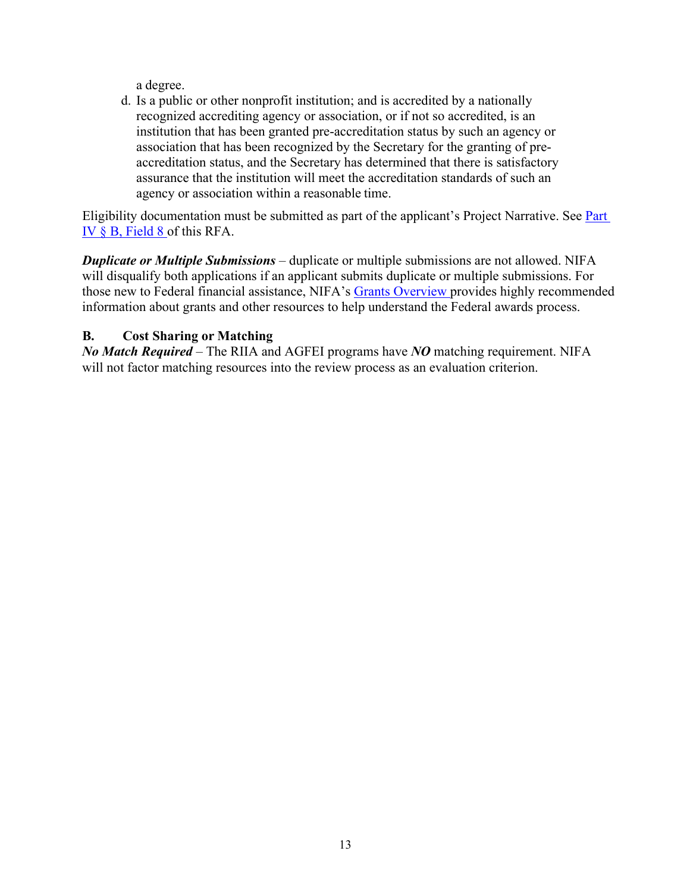a degree.

d. Is a public or other nonprofit institution; and is accredited by a nationally recognized accrediting agency or association, or if not so accredited, is an institution that has been granted pre-accreditation status by such an agency or association that has been recognized by the Secretary for the granting of pre-accreditation status, and the Secretary has determined that there is satisfactory assurance that the institution will meet the accreditation standards of such an agency or association within a reasonable time.

Eligibility documentation must be submitted as part of the applicant's Project Narrative. See Part IV § B, Field 8 of this RFA.

***Duplicate or Multiple Submissions*** – duplicate or multiple submissions are not allowed. NIFA will disqualify both applications if an applicant submits duplicate or multiple submissions. For those new to Federal financial assistance, NIFA's Grants Overview provides highly recommended information about grants and other resources to help understand the Federal awards process.

### B. Cost Sharing or Matching

***No Match Required*** – The RIIA and AGFEI programs have ***NO*** matching requirement. NIFA will not factor matching resources into the review process as an evaluation criterion.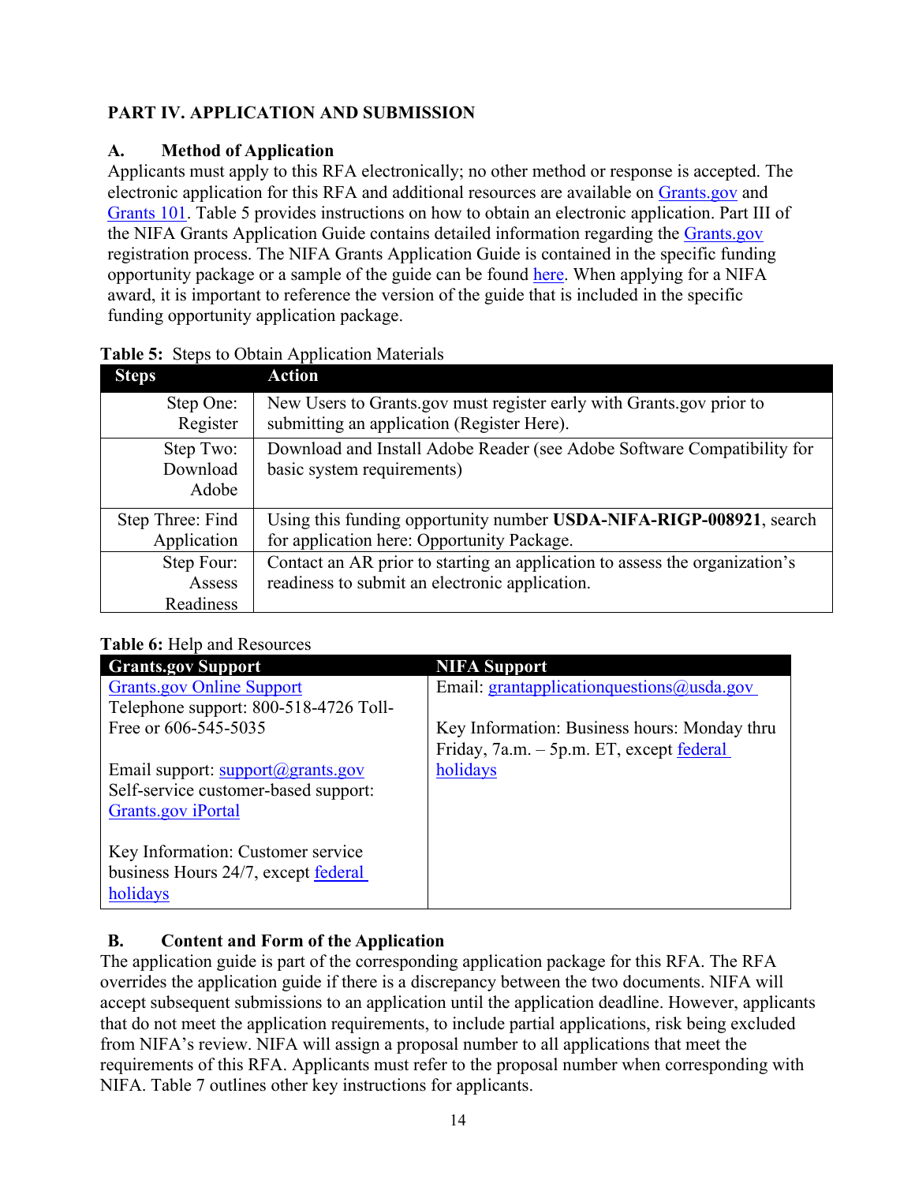## PART IV. APPLICATION AND SUBMISSION

### A. Method of Application

Applicants must apply to this RFA electronically; no other method or response is accepted. The electronic application for this RFA and additional resources are available on Grants.gov and Grants 101. Table 5 provides instructions on how to obtain an electronic application. Part III of the NIFA Grants Application Guide contains detailed information regarding the Grants.gov registration process. The NIFA Grants Application Guide is contained in the specific funding opportunity package or a sample of the guide can be found here. When applying for a NIFA award, it is important to reference the version of the guide that is included in the specific funding opportunity application package.

**Table 5:** Steps to Obtain Application Materials

| Steps | Action |
|---|---|
| Step One: Register | New Users to Grants.gov must register early with Grants.gov prior to submitting an application (Register Here). |
| Step Two: Download Adobe | Download and Install Adobe Reader (see Adobe Software Compatibility for basic system requirements) |
| Step Three: Find Application | Using this funding opportunity number **USDA-NIFA-RIGP-008921**, search for application here: Opportunity Package. |
| Step Four: Assess Readiness | Contact an AR prior to starting an application to assess the organization's readiness to submit an electronic application. |

**Table 6:** Help and Resources

| Grants.gov Support | NIFA Support |
|---|---|
| Grants.gov Online Support<br>Telephone support: 800-518-4726 Toll-Free or 606-545-5035<br><br>Email support: support@grants.gov<br>Self-service customer-based support: Grants.gov iPortal<br><br>Key Information: Customer service business Hours 24/7, except federal holidays | Email: grantapplicationquestions@usda.gov<br><br>Key Information: Business hours: Monday thru Friday, 7a.m. – 5p.m. ET, except federal holidays |

### B. Content and Form of the Application

The application guide is part of the corresponding application package for this RFA. The RFA overrides the application guide if there is a discrepancy between the two documents. NIFA will accept subsequent submissions to an application until the application deadline. However, applicants that do not meet the application requirements, to include partial applications, risk being excluded from NIFA's review. NIFA will assign a proposal number to all applications that meet the requirements of this RFA. Applicants must refer to the proposal number when corresponding with NIFA. Table 7 outlines other key instructions for applicants.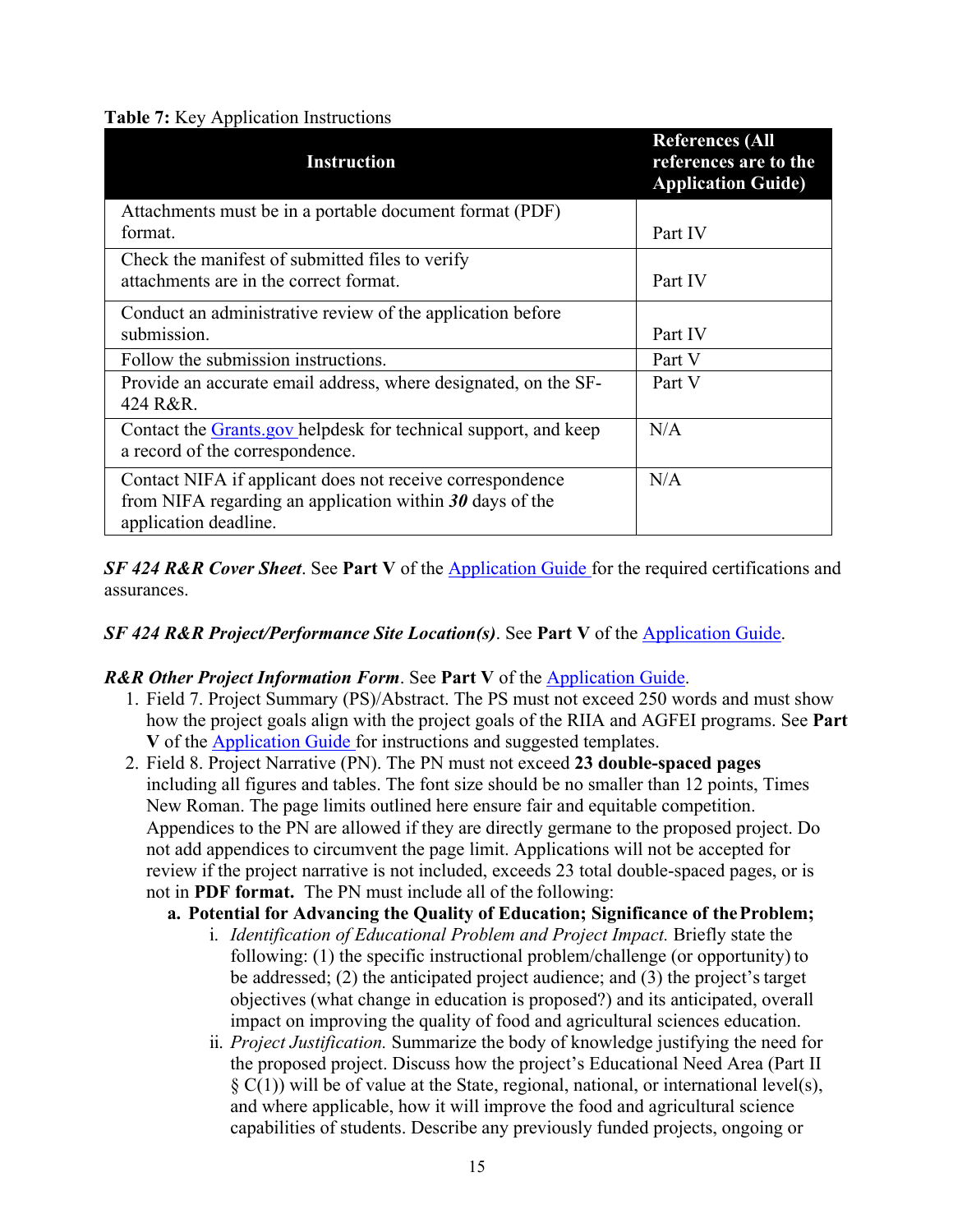**Table 7:** Key Application Instructions

| Instruction | References (All references are to the Application Guide) |
|---|---|
| Attachments must be in a portable document format (PDF) format. | Part IV |
| Check the manifest of submitted files to verify attachments are in the correct format. | Part IV |
| Conduct an administrative review of the application before submission. | Part IV |
| Follow the submission instructions. | Part V |
| Provide an accurate email address, where designated, on the SF-424 R&R. | Part V |
| Contact the [Grants.gov](https://www.grants.gov) helpdesk for technical support, and keep a record of the correspondence. | N/A |
| Contact NIFA if applicant does not receive correspondence from NIFA regarding an application within ***30*** days of the application deadline. | N/A |

***SF 424 R&R Cover Sheet***. See **Part V** of the Application Guide for the required certifications and assurances.

***SF 424 R&R Project/Performance Site Location(s)***. See **Part V** of the Application Guide.

***R&R Other Project Information Form***. See **Part V** of the Application Guide.

1. Field 7. Project Summary (PS)/Abstract. The PS must not exceed 250 words and must show how the project goals align with the project goals of the RIIA and AGFEI programs. See **Part V** of the Application Guide for instructions and suggested templates.
2. Field 8. Project Narrative (PN). The PN must not exceed **23 double-spaced pages** including all figures and tables. The font size should be no smaller than 12 points, Times New Roman. The page limits outlined here ensure fair and equitable competition. Appendices to the PN are allowed if they are directly germane to the proposed project. Do not add appendices to circumvent the page limit. Applications will not be accepted for review if the project narrative is not included, exceeds 23 total double-spaced pages, or is not in **PDF format.** The PN must include all of the following:
   - **a. Potential for Advancing the Quality of Education; Significance of the Problem;**
     - i. *Identification of Educational Problem and Project Impact.* Briefly state the following: (1) the specific instructional problem/challenge (or opportunity) to be addressed; (2) the anticipated project audience; and (3) the project's target objectives (what change in education is proposed?) and its anticipated, overall impact on improving the quality of food and agricultural sciences education.
     - ii. *Project Justification.* Summarize the body of knowledge justifying the need for the proposed project. Discuss how the project's Educational Need Area (Part II § C(1)) will be of value at the State, regional, national, or international level(s), and where applicable, how it will improve the food and agricultural science capabilities of students. Describe any previously funded projects, ongoing or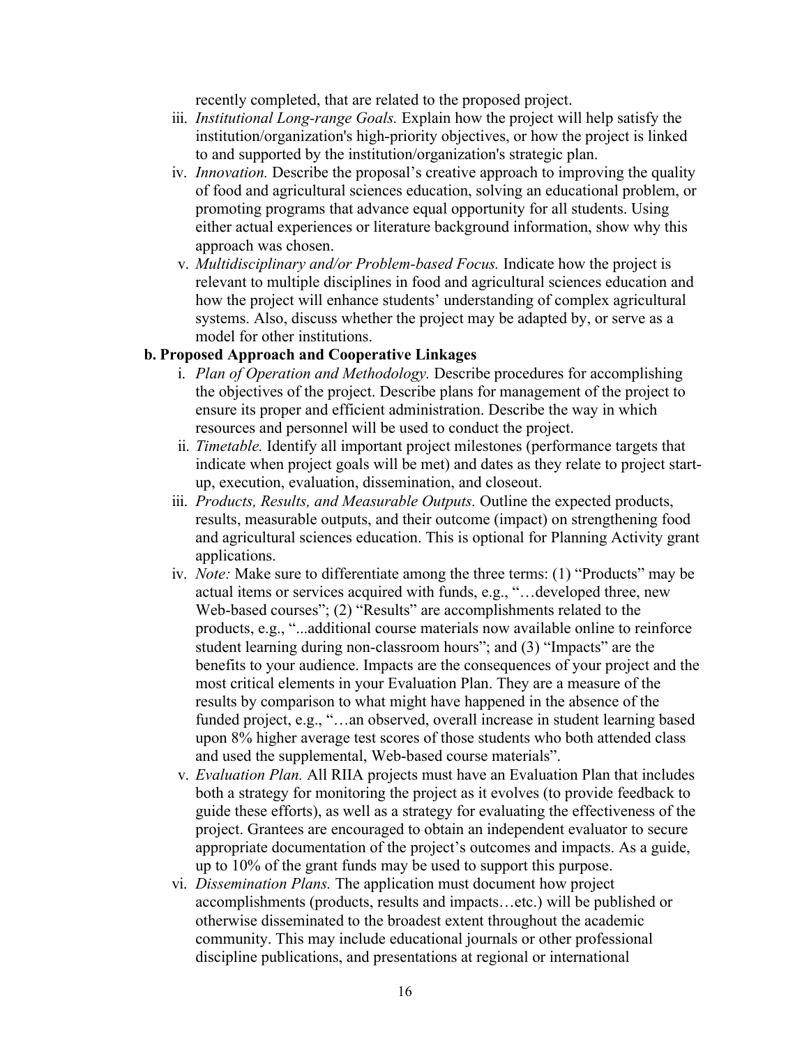recently completed, that are related to the proposed project.

iii. *Institutional Long-range Goals.* Explain how the project will help satisfy the institution/organization's high-priority objectives, or how the project is linked to and supported by the institution/organization's strategic plan.

iv. *Innovation.* Describe the proposal's creative approach to improving the quality of food and agricultural sciences education, solving an educational problem, or promoting programs that advance equal opportunity for all students. Using either actual experiences or literature background information, show why this approach was chosen.

v. *Multidisciplinary and/or Problem-based Focus.* Indicate how the project is relevant to multiple disciplines in food and agricultural sciences education and how the project will enhance students' understanding of complex agricultural systems. Also, discuss whether the project may be adapted by, or serve as a model for other institutions.

**b. Proposed Approach and Cooperative Linkages**

i. *Plan of Operation and Methodology.* Describe procedures for accomplishing the objectives of the project. Describe plans for management of the project to ensure its proper and efficient administration. Describe the way in which resources and personnel will be used to conduct the project.

ii. *Timetable.* Identify all important project milestones (performance targets that indicate when project goals will be met) and dates as they relate to project start-up, execution, evaluation, dissemination, and closeout.

iii. *Products, Results, and Measurable Outputs.* Outline the expected products, results, measurable outputs, and their outcome (impact) on strengthening food and agricultural sciences education. This is optional for Planning Activity grant applications.

iv. *Note:* Make sure to differentiate among the three terms: (1) "Products" may be actual items or services acquired with funds, e.g., "…developed three, new Web-based courses"; (2) "Results" are accomplishments related to the products, e.g., "...additional course materials now available online to reinforce student learning during non-classroom hours"; and (3) "Impacts" are the benefits to your audience. Impacts are the consequences of your project and the most critical elements in your Evaluation Plan. They are a measure of the results by comparison to what might have happened in the absence of the funded project, e.g., "…an observed, overall increase in student learning based upon 8% higher average test scores of those students who both attended class and used the supplemental, Web-based course materials".

v. *Evaluation Plan.* All RIIA projects must have an Evaluation Plan that includes both a strategy for monitoring the project as it evolves (to provide feedback to guide these efforts), as well as a strategy for evaluating the effectiveness of the project. Grantees are encouraged to obtain an independent evaluator to secure appropriate documentation of the project's outcomes and impacts. As a guide, up to 10% of the grant funds may be used to support this purpose.

vi. *Dissemination Plans.* The application must document how project accomplishments (products, results and impacts…etc.) will be published or otherwise disseminated to the broadest extent throughout the academic community. This may include educational journals or other professional discipline publications, and presentations at regional or international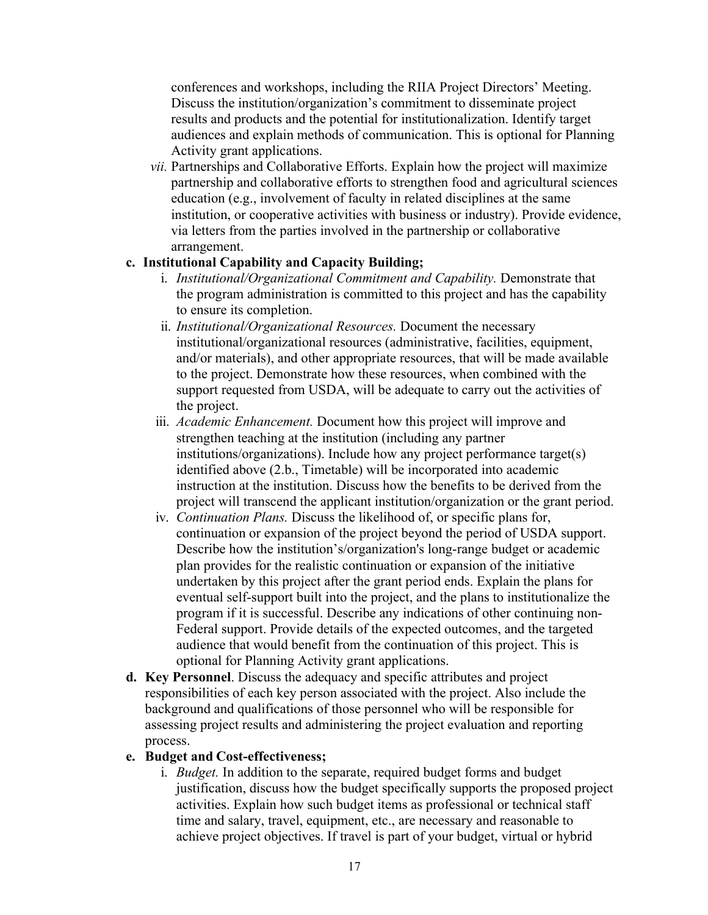conferences and workshops, including the RIIA Project Directors' Meeting. Discuss the institution/organization's commitment to disseminate project results and products and the potential for institutionalization. Identify target audiences and explain methods of communication. This is optional for Planning Activity grant applications.

*vii.* Partnerships and Collaborative Efforts. Explain how the project will maximize partnership and collaborative efforts to strengthen food and agricultural sciences education (e.g., involvement of faculty in related disciplines at the same institution, or cooperative activities with business or industry). Provide evidence, via letters from the parties involved in the partnership or collaborative arrangement.

**c. Institutional Capability and Capacity Building;**

i. *Institutional/Organizational Commitment and Capability.* Demonstrate that the program administration is committed to this project and has the capability to ensure its completion.

ii. *Institutional/Organizational Resources.* Document the necessary institutional/organizational resources (administrative, facilities, equipment, and/or materials), and other appropriate resources, that will be made available to the project. Demonstrate how these resources, when combined with the support requested from USDA, will be adequate to carry out the activities of the project.

iii. *Academic Enhancement.* Document how this project will improve and strengthen teaching at the institution (including any partner institutions/organizations). Include how any project performance target(s) identified above (2.b., Timetable) will be incorporated into academic instruction at the institution. Discuss how the benefits to be derived from the project will transcend the applicant institution/organization or the grant period.

iv. *Continuation Plans.* Discuss the likelihood of, or specific plans for, continuation or expansion of the project beyond the period of USDA support. Describe how the institution's/organization's long-range budget or academic plan provides for the realistic continuation or expansion of the initiative undertaken by this project after the grant period ends. Explain the plans for eventual self-support built into the project, and the plans to institutionalize the program if it is successful. Describe any indications of other continuing non-Federal support. Provide details of the expected outcomes, and the targeted audience that would benefit from the continuation of this project. This is optional for Planning Activity grant applications.

**d. Key Personnel**. Discuss the adequacy and specific attributes and project responsibilities of each key person associated with the project. Also include the background and qualifications of those personnel who will be responsible for assessing project results and administering the project evaluation and reporting process.

**e. Budget and Cost-effectiveness;**

i. *Budget.* In addition to the separate, required budget forms and budget justification, discuss how the budget specifically supports the proposed project activities. Explain how such budget items as professional or technical staff time and salary, travel, equipment, etc., are necessary and reasonable to achieve project objectives. If travel is part of your budget, virtual or hybrid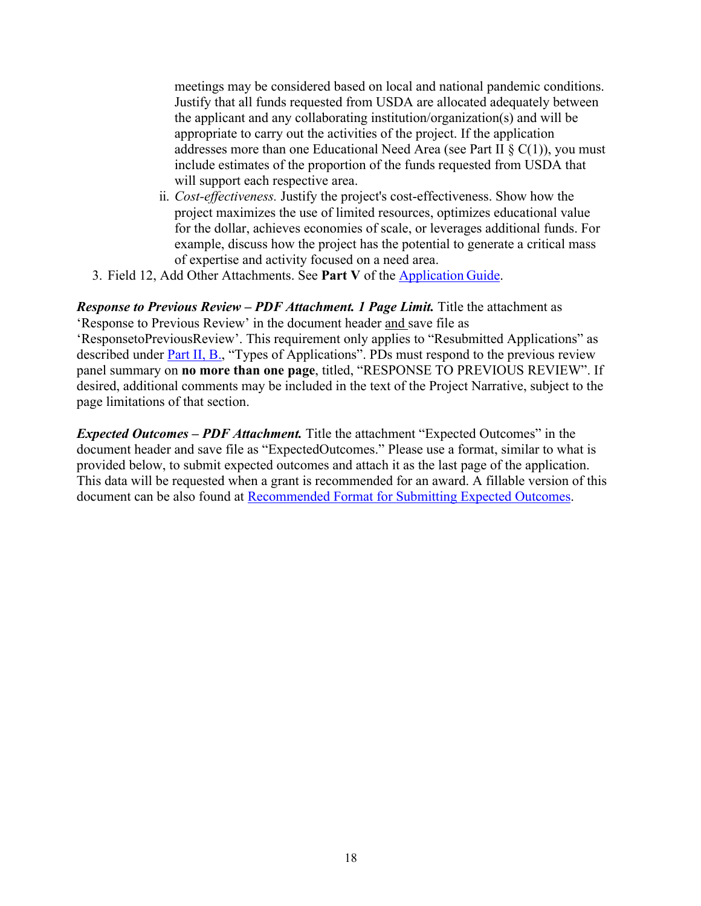meetings may be considered based on local and national pandemic conditions. Justify that all funds requested from USDA are allocated adequately between the applicant and any collaborating institution/organization(s) and will be appropriate to carry out the activities of the project. If the application addresses more than one Educational Need Area (see Part II § C(1)), you must include estimates of the proportion of the funds requested from USDA that will support each respective area.

   ii. *Cost-effectiveness.* Justify the project's cost-effectiveness. Show how the project maximizes the use of limited resources, optimizes educational value for the dollar, achieves economies of scale, or leverages additional funds. For example, discuss how the project has the potential to generate a critical mass of expertise and activity focused on a need area.

3. Field 12, Add Other Attachments. See **Part V** of the Application Guide.

***Response to Previous Review – PDF Attachment. 1 Page Limit.*** Title the attachment as 'Response to Previous Review' in the document header and save file as 'ResponsetoPreviousReview'. This requirement only applies to "Resubmitted Applications" as described under Part II, B., "Types of Applications". PDs must respond to the previous review panel summary on **no more than one page**, titled, "RESPONSE TO PREVIOUS REVIEW". If desired, additional comments may be included in the text of the Project Narrative, subject to the page limitations of that section.

***Expected Outcomes – PDF Attachment.*** Title the attachment "Expected Outcomes" in the document header and save file as "ExpectedOutcomes." Please use a format, similar to what is provided below, to submit expected outcomes and attach it as the last page of the application. This data will be requested when a grant is recommended for an award. A fillable version of this document can be also found at Recommended Format for Submitting Expected Outcomes.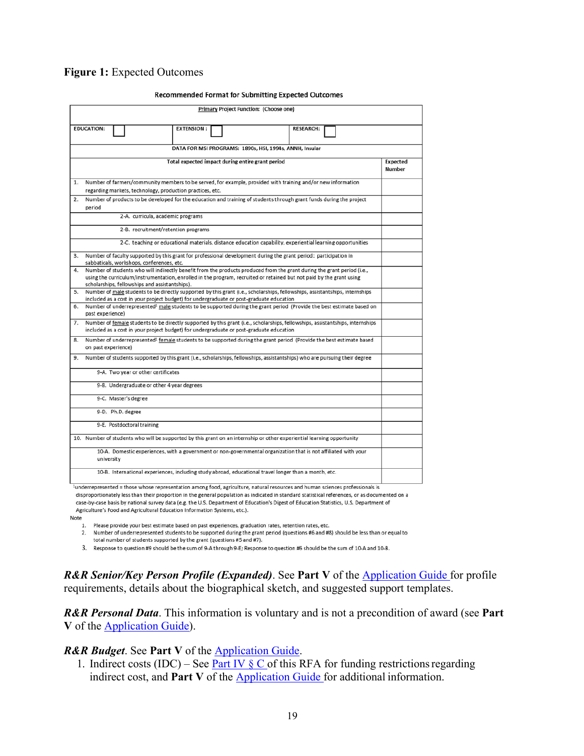**Figure 1:** Expected Outcomes

Recommended Format for Submitting Expected Outcomes

| Primary Project Function: (Choose one) | | |
|---|---|---|
| EDUCATION: ☐ | EXTENSION: ☐ | RESEARCH: ☐ |

DATA FOR MSI PROGRAMS: 1890s, HSI, 1994s, ANNH, Insular

| Total expected impact during entire grant period | Expected Number |
|---|---|
| 1. Number of farmers/community members to be served, for example, provided with training and/or new information regarding markets, technology, production practices, etc. | |
| 2. Number of products to be developed for the education and training of students through grant funds during the project period | |
| 2-A. curricula, academic programs | |
| 2-B. recruitment/retention programs | |
| 2-C. teaching or educational materials, distance education capability, experiential learning opportunities | |
| 3. Number of faculty supported by this grant for professional development during the grant period: participation in sabbaticals, workshops, conferences, etc. | |
| 4. Number of students who will indirectly benefit from the products produced from the grant during the grant period (i.e., using the curriculum/instrumentation, enrolled in the program, recruited or retained but not paid by the grant using scholarships, fellowships and assistantships). | |
| 5. Number of male students to be directly supported by this grant (i.e., scholarships, fellowships, assistantships, internships included as a cost in your project budget) for undergraduate or post-graduate education | |
| 6. Number of underrepresented[1] male students to be supported during the grant period (Provide the best estimate based on past experience) | |
| 7. Number of female students to be directly supported by this grant (i.e., scholarships, fellowships, assistantships, internships included as a cost in your project budget) for undergraduate or post-graduate education | |
| 8. Number of underrepresented[1] female students to be supported during the grant period (Provide the best estimate based on past experience) | |
| 9. Number of students supported by this grant (i.e., scholarships, fellowships, assistantships) who are pursuing their degree | |
| 9-A. Two year or other certificates | |
| 9-B. Undergraduate or other 4 year degrees | |
| 9-C. Master's degree | |
| 9-D. Ph.D. degree | |
| 9-E. Postdoctoral training | |
| 10. Number of students who will be supported by this grant on an internship or other experiential learning opportunity | |
| 10-A. Domestic experiences, with a government or non-governmental organization that is not affiliated with your university | |
| 10-B. International experiences, including study abroad, educational travel longer than a month, etc. | |

[1]underrepresented = those whose representation among food, agriculture, natural resources and human sciences professionals is disproportionately less than their proportion in the general population as indicated in standard statistical references, or as documented on a case-by-case basis by national survey data (e.g. the U.S. Department of Education's Digest of Education Statistics, U.S. Department of Agriculture's Food and Agricultural Education Information Systems, etc.).

Note

1. Please provide your best estimate based on past experiences, graduation rates, retention rates, etc.
2. Number of underrepresented students to be supported during the grant period (questions #6 and #8) should be less than or equal to total number of students supported by the grant (questions #5 and #7).
3. Response to question #9 should be the sum of 9-A through 9-E; Response to question #6 should be the sum of 10-A and 10-B.

***R&R Senior/Key Person Profile (Expanded)***. See **Part V** of the Application Guide for profile requirements, details about the biographical sketch, and suggested support templates.

***R&R Personal Data***. This information is voluntary and is not a precondition of award (see **Part V** of the Application Guide).

***R&R Budget***. See **Part V** of the Application Guide.

1. Indirect costs (IDC) – See Part IV § C of this RFA for funding restrictions regarding indirect cost, and **Part V** of the Application Guide for additional information.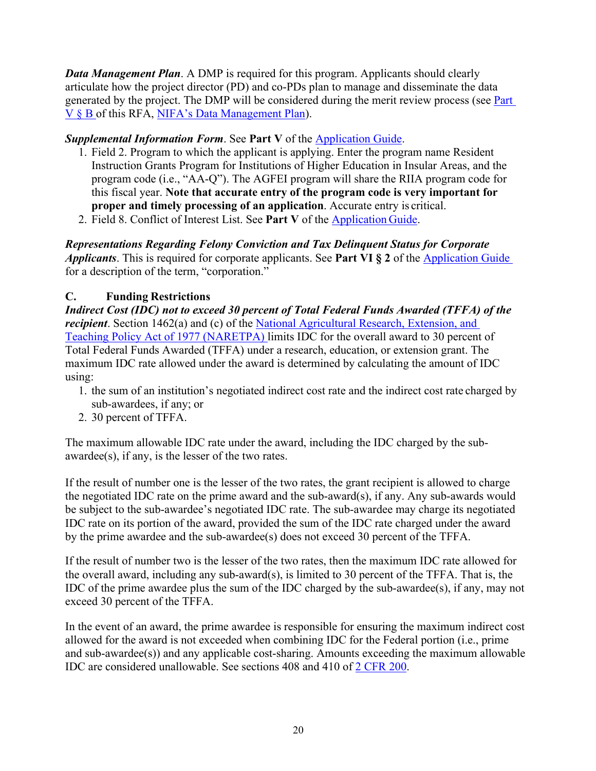***Data Management Plan***. A DMP is required for this program. Applicants should clearly articulate how the project director (PD) and co-PDs plan to manage and disseminate the data generated by the project. The DMP will be considered during the merit review process (see Part V § B of this RFA, NIFA's Data Management Plan).

***Supplemental Information Form***. See **Part V** of the Application Guide.

1. Field 2. Program to which the applicant is applying. Enter the program name Resident Instruction Grants Program for Institutions of Higher Education in Insular Areas, and the program code (i.e., "AA-Q"). The AGFEI program will share the RIIA program code for this fiscal year. **Note that accurate entry of the program code is very important for proper and timely processing of an application**. Accurate entry is critical.
2. Field 8. Conflict of Interest List. See **Part V** of the Application Guide.

***Representations Regarding Felony Conviction and Tax Delinquent Status for Corporate Applicants***. This is required for corporate applicants. See **Part VI § 2** of the Application Guide for a description of the term, "corporation."

## C. Funding Restrictions

***Indirect Cost (IDC) not to exceed 30 percent of Total Federal Funds Awarded (TFFA) of the recipient***. Section 1462(a) and (c) of the National Agricultural Research, Extension, and Teaching Policy Act of 1977 (NARETPA) limits IDC for the overall award to 30 percent of Total Federal Funds Awarded (TFFA) under a research, education, or extension grant. The maximum IDC rate allowed under the award is determined by calculating the amount of IDC using:

1. the sum of an institution's negotiated indirect cost rate and the indirect cost rate charged by sub-awardees, if any; or
2. 30 percent of TFFA.

The maximum allowable IDC rate under the award, including the IDC charged by the sub-awardee(s), if any, is the lesser of the two rates.

If the result of number one is the lesser of the two rates, the grant recipient is allowed to charge the negotiated IDC rate on the prime award and the sub-award(s), if any. Any sub-awards would be subject to the sub-awardee's negotiated IDC rate. The sub-awardee may charge its negotiated IDC rate on its portion of the award, provided the sum of the IDC rate charged under the award by the prime awardee and the sub-awardee(s) does not exceed 30 percent of the TFFA.

If the result of number two is the lesser of the two rates, then the maximum IDC rate allowed for the overall award, including any sub-award(s), is limited to 30 percent of the TFFA. That is, the IDC of the prime awardee plus the sum of the IDC charged by the sub-awardee(s), if any, may not exceed 30 percent of the TFFA.

In the event of an award, the prime awardee is responsible for ensuring the maximum indirect cost allowed for the award is not exceeded when combining IDC for the Federal portion (i.e., prime and sub-awardee(s)) and any applicable cost-sharing. Amounts exceeding the maximum allowable IDC are considered unallowable. See sections 408 and 410 of 2 CFR 200.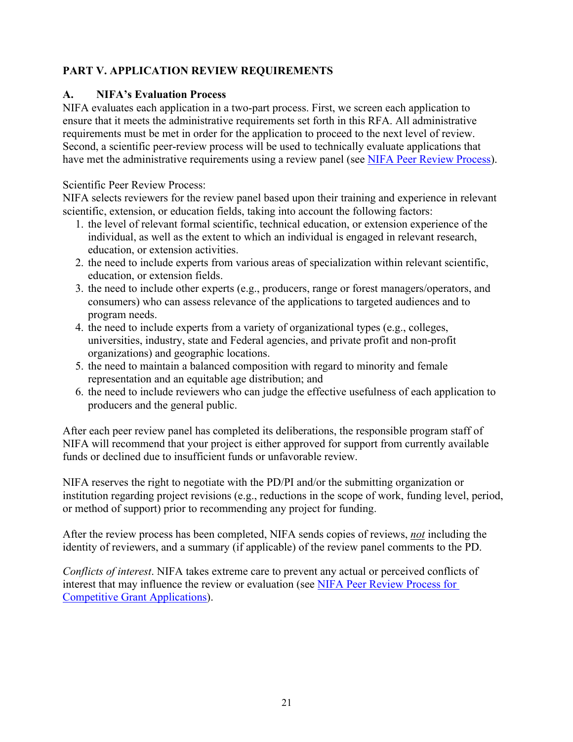## PART V. APPLICATION REVIEW REQUIREMENTS

### A. NIFA's Evaluation Process

NIFA evaluates each application in a two-part process. First, we screen each application to ensure that it meets the administrative requirements set forth in this RFA. All administrative requirements must be met in order for the application to proceed to the next level of review. Second, a scientific peer-review process will be used to technically evaluate applications that have met the administrative requirements using a review panel (see [NIFA Peer Review Process](NIFA Peer Review Process)).

Scientific Peer Review Process:

NIFA selects reviewers for the review panel based upon their training and experience in relevant scientific, extension, or education fields, taking into account the following factors:

1. the level of relevant formal scientific, technical education, or extension experience of the individual, as well as the extent to which an individual is engaged in relevant research, education, or extension activities.
2. the need to include experts from various areas of specialization within relevant scientific, education, or extension fields.
3. the need to include other experts (e.g., producers, range or forest managers/operators, and consumers) who can assess relevance of the applications to targeted audiences and to program needs.
4. the need to include experts from a variety of organizational types (e.g., colleges, universities, industry, state and Federal agencies, and private profit and non-profit organizations) and geographic locations.
5. the need to maintain a balanced composition with regard to minority and female representation and an equitable age distribution; and
6. the need to include reviewers who can judge the effective usefulness of each application to producers and the general public.

After each peer review panel has completed its deliberations, the responsible program staff of NIFA will recommend that your project is either approved for support from currently available funds or declined due to insufficient funds or unfavorable review.

NIFA reserves the right to negotiate with the PD/PI and/or the submitting organization or institution regarding project revisions (e.g., reductions in the scope of work, funding level, period, or method of support) prior to recommending any project for funding.

After the review process has been completed, NIFA sends copies of reviews, ***not*** including the identity of reviewers, and a summary (if applicable) of the review panel comments to the PD.

*Conflicts of interest*. NIFA takes extreme care to prevent any actual or perceived conflicts of interest that may influence the review or evaluation (see NIFA Peer Review Process for Competitive Grant Applications).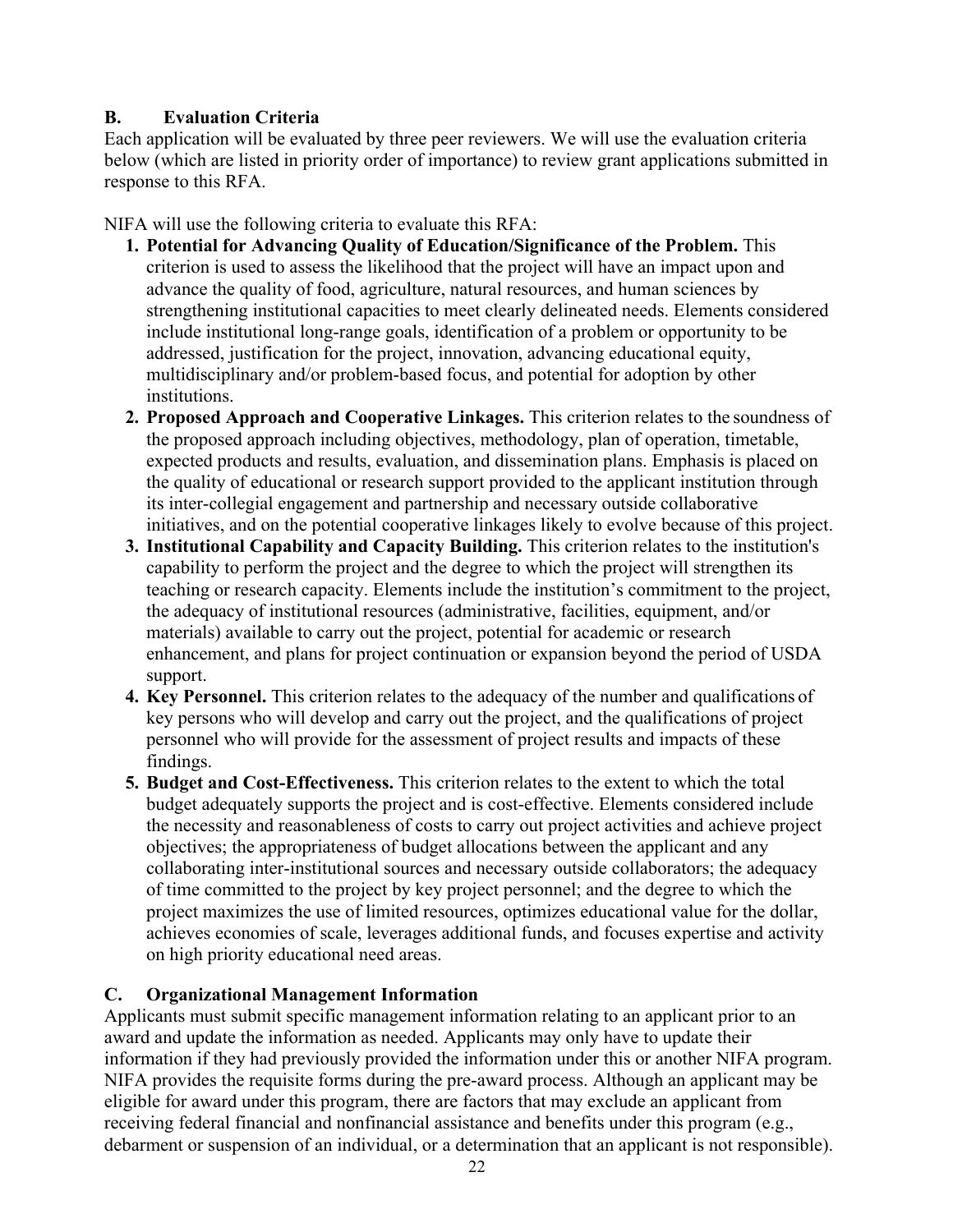## B. Evaluation Criteria

Each application will be evaluated by three peer reviewers. We will use the evaluation criteria below (which are listed in priority order of importance) to review grant applications submitted in response to this RFA.

NIFA will use the following criteria to evaluate this RFA:

1. **Potential for Advancing Quality of Education/Significance of the Problem.** This criterion is used to assess the likelihood that the project will have an impact upon and advance the quality of food, agriculture, natural resources, and human sciences by strengthening institutional capacities to meet clearly delineated needs. Elements considered include institutional long-range goals, identification of a problem or opportunity to be addressed, justification for the project, innovation, advancing educational equity, multidisciplinary and/or problem-based focus, and potential for adoption by other institutions.
2. **Proposed Approach and Cooperative Linkages.** This criterion relates to the soundness of the proposed approach including objectives, methodology, plan of operation, timetable, expected products and results, evaluation, and dissemination plans. Emphasis is placed on the quality of educational or research support provided to the applicant institution through its inter-collegial engagement and partnership and necessary outside collaborative initiatives, and on the potential cooperative linkages likely to evolve because of this project.
3. **Institutional Capability and Capacity Building.** This criterion relates to the institution's capability to perform the project and the degree to which the project will strengthen its teaching or research capacity. Elements include the institution's commitment to the project, the adequacy of institutional resources (administrative, facilities, equipment, and/or materials) available to carry out the project, potential for academic or research enhancement, and plans for project continuation or expansion beyond the period of USDA support.
4. **Key Personnel.** This criterion relates to the adequacy of the number and qualifications of key persons who will develop and carry out the project, and the qualifications of project personnel who will provide for the assessment of project results and impacts of these findings.
5. **Budget and Cost-Effectiveness.** This criterion relates to the extent to which the total budget adequately supports the project and is cost-effective. Elements considered include the necessity and reasonableness of costs to carry out project activities and achieve project objectives; the appropriateness of budget allocations between the applicant and any collaborating inter-institutional sources and necessary outside collaborators; the adequacy of time committed to the project by key project personnel; and the degree to which the project maximizes the use of limited resources, optimizes educational value for the dollar, achieves economies of scale, leverages additional funds, and focuses expertise and activity on high priority educational need areas.

## C. Organizational Management Information

Applicants must submit specific management information relating to an applicant prior to an award and update the information as needed. Applicants may only have to update their information if they had previously provided the information under this or another NIFA program. NIFA provides the requisite forms during the pre-award process. Although an applicant may be eligible for award under this program, there are factors that may exclude an applicant from receiving federal financial and nonfinancial assistance and benefits under this program (e.g., debarment or suspension of an individual, or a determination that an applicant is not responsible).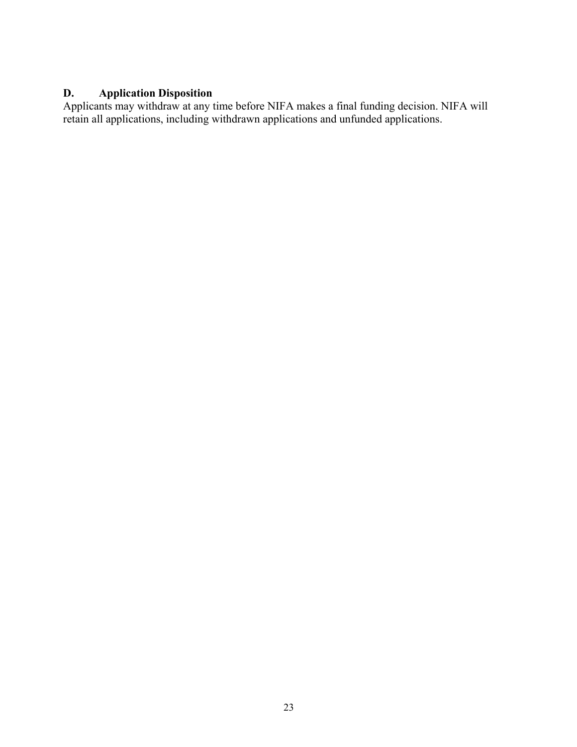## D. Application Disposition

Applicants may withdraw at any time before NIFA makes a final funding decision. NIFA will retain all applications, including withdrawn applications and unfunded applications.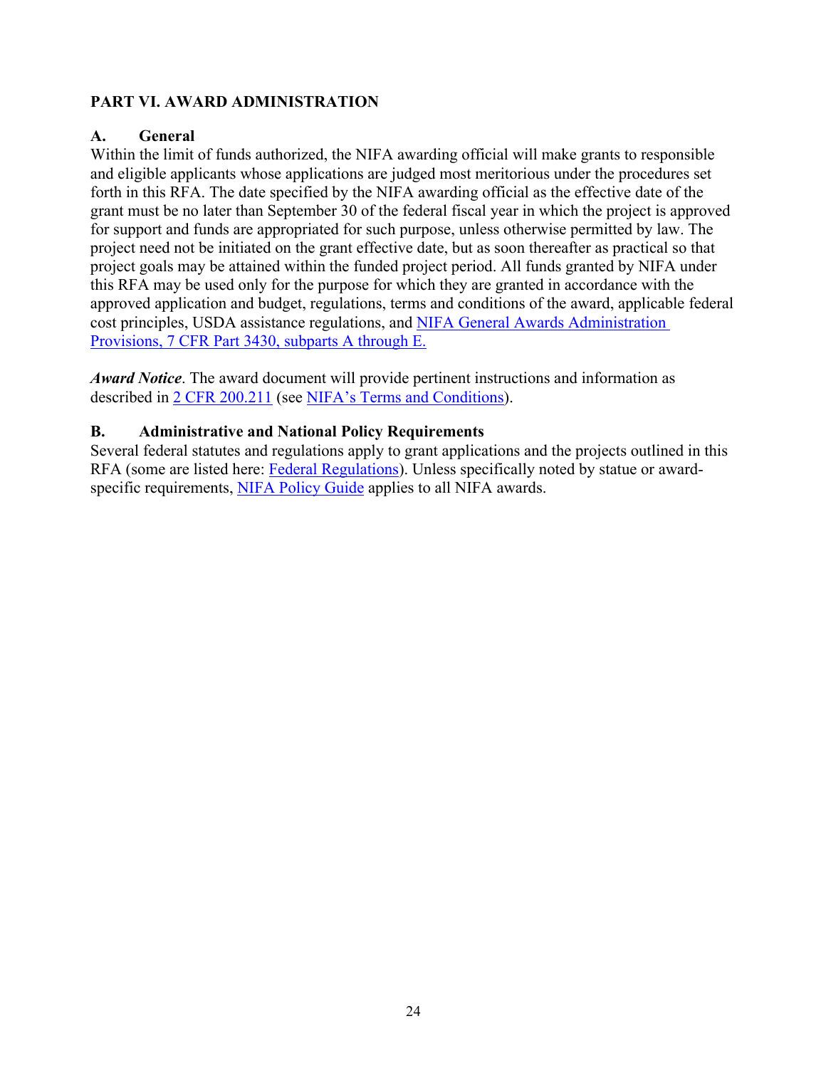## PART VI. AWARD ADMINISTRATION

### A. General

Within the limit of funds authorized, the NIFA awarding official will make grants to responsible and eligible applicants whose applications are judged most meritorious under the procedures set forth in this RFA. The date specified by the NIFA awarding official as the effective date of the grant must be no later than September 30 of the federal fiscal year in which the project is approved for support and funds are appropriated for such purpose, unless otherwise permitted by law. The project need not be initiated on the grant effective date, but as soon thereafter as practical so that project goals may be attained within the funded project period. All funds granted by NIFA under this RFA may be used only for the purpose for which they are granted in accordance with the approved application and budget, regulations, terms and conditions of the award, applicable federal cost principles, USDA assistance regulations, and NIFA General Awards Administration Provisions, 7 CFR Part 3430, subparts A through E.

***Award Notice***. The award document will provide pertinent instructions and information as described in 2 CFR 200.211 (see NIFA's Terms and Conditions).

### B. Administrative and National Policy Requirements

Several federal statutes and regulations apply to grant applications and the projects outlined in this RFA (some are listed here: Federal Regulations). Unless specifically noted by statue or award-specific requirements, NIFA Policy Guide applies to all NIFA awards.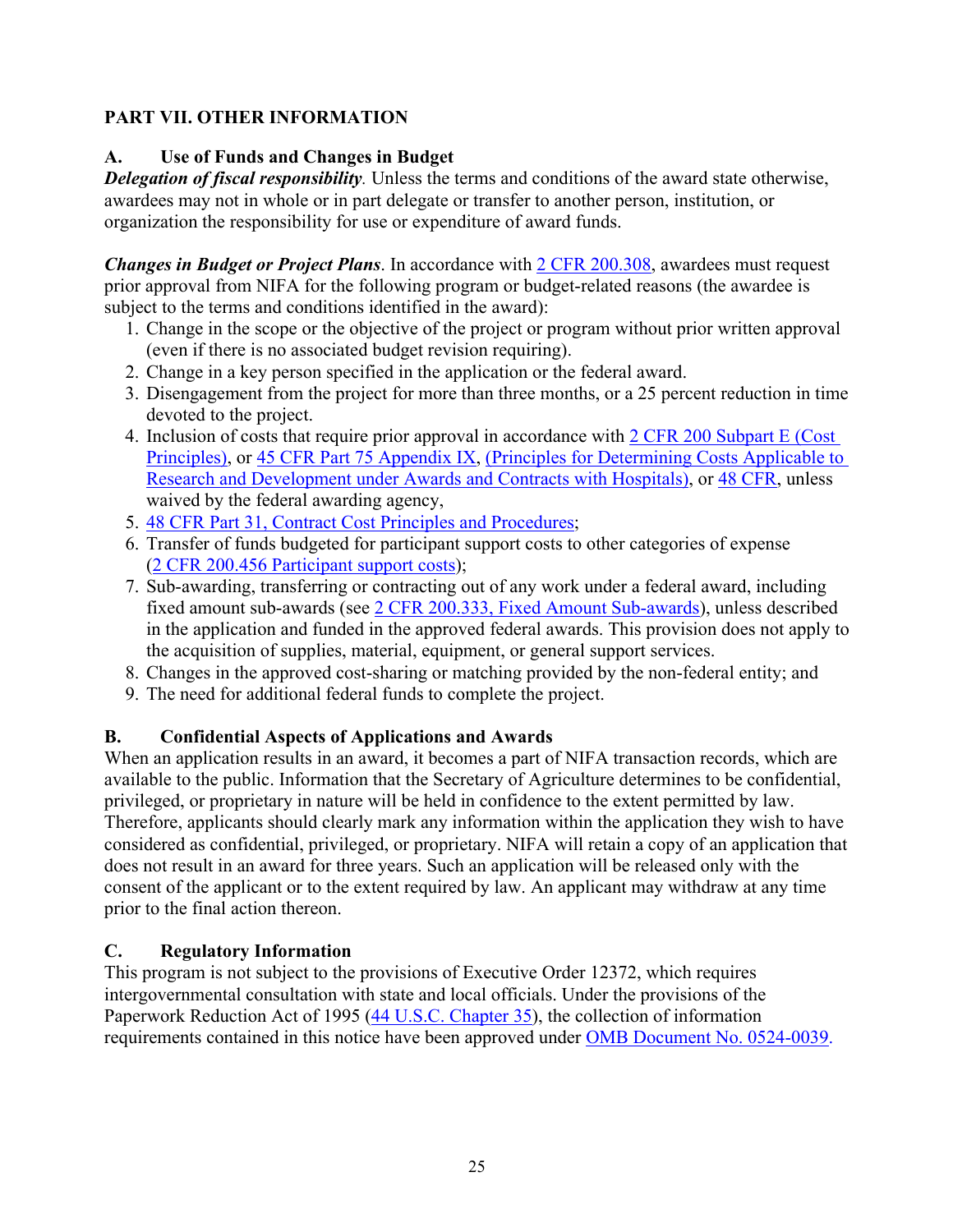## PART VII. OTHER INFORMATION

### A. Use of Funds and Changes in Budget

***Delegation of fiscal responsibility***. Unless the terms and conditions of the award state otherwise, awardees may not in whole or in part delegate or transfer to another person, institution, or organization the responsibility for use or expenditure of award funds.

***Changes in Budget or Project Plans***. In accordance with 2 CFR 200.308, awardees must request prior approval from NIFA for the following program or budget-related reasons (the awardee is subject to the terms and conditions identified in the award):

1. Change in the scope or the objective of the project or program without prior written approval (even if there is no associated budget revision requiring).
2. Change in a key person specified in the application or the federal award.
3. Disengagement from the project for more than three months, or a 25 percent reduction in time devoted to the project.
4. Inclusion of costs that require prior approval in accordance with 2 CFR 200 Subpart E (Cost Principles), or 45 CFR Part 75 Appendix IX, (Principles for Determining Costs Applicable to Research and Development under Awards and Contracts with Hospitals), or 48 CFR, unless waived by the federal awarding agency,
5. 48 CFR Part 31, Contract Cost Principles and Procedures;
6. Transfer of funds budgeted for participant support costs to other categories of expense (2 CFR 200.456 Participant support costs);
7. Sub-awarding, transferring or contracting out of any work under a federal award, including fixed amount sub-awards (see 2 CFR 200.333, Fixed Amount Sub-awards), unless described in the application and funded in the approved federal awards. This provision does not apply to the acquisition of supplies, material, equipment, or general support services.
8. Changes in the approved cost-sharing or matching provided by the non-federal entity; and
9. The need for additional federal funds to complete the project.

### B. Confidential Aspects of Applications and Awards

When an application results in an award, it becomes a part of NIFA transaction records, which are available to the public. Information that the Secretary of Agriculture determines to be confidential, privileged, or proprietary in nature will be held in confidence to the extent permitted by law. Therefore, applicants should clearly mark any information within the application they wish to have considered as confidential, privileged, or proprietary. NIFA will retain a copy of an application that does not result in an award for three years. Such an application will be released only with the consent of the applicant or to the extent required by law. An applicant may withdraw at any time prior to the final action thereon.

### C. Regulatory Information

This program is not subject to the provisions of Executive Order 12372, which requires intergovernmental consultation with state and local officials. Under the provisions of the Paperwork Reduction Act of 1995 (44 U.S.C. Chapter 35), the collection of information requirements contained in this notice have been approved under OMB Document No. 0524-0039.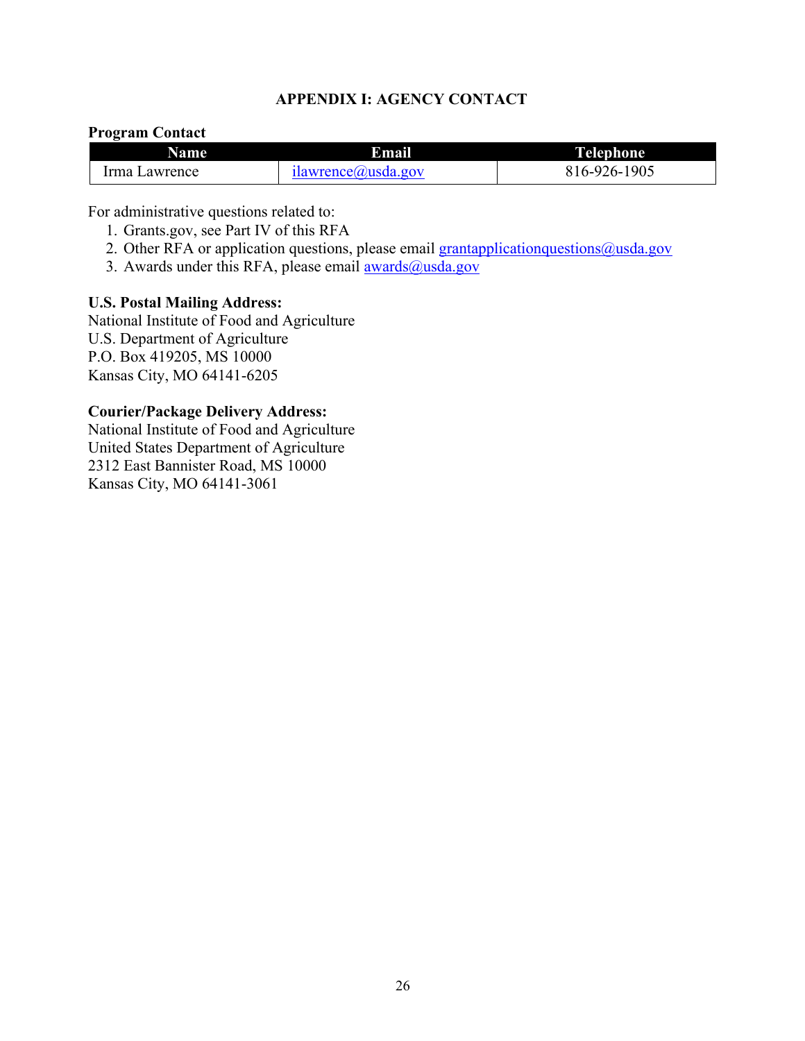## APPENDIX I: AGENCY CONTACT

**Program Contact**

| Name | Email | Telephone |
|---|---|---|
| Irma Lawrence | ilawrence@usda.gov | 816-926-1905 |

For administrative questions related to:

1. Grants.gov, see Part IV of this RFA
2. Other RFA or application questions, please email grantapplicationquestions@usda.gov
3. Awards under this RFA, please email awards@usda.gov

**U.S. Postal Mailing Address:**
National Institute of Food and Agriculture
U.S. Department of Agriculture
P.O. Box 419205, MS 10000
Kansas City, MO 64141-6205

**Courier/Package Delivery Address:**
National Institute of Food and Agriculture
United States Department of Agriculture
2312 East Bannister Road, MS 10000
Kansas City, MO 64141-3061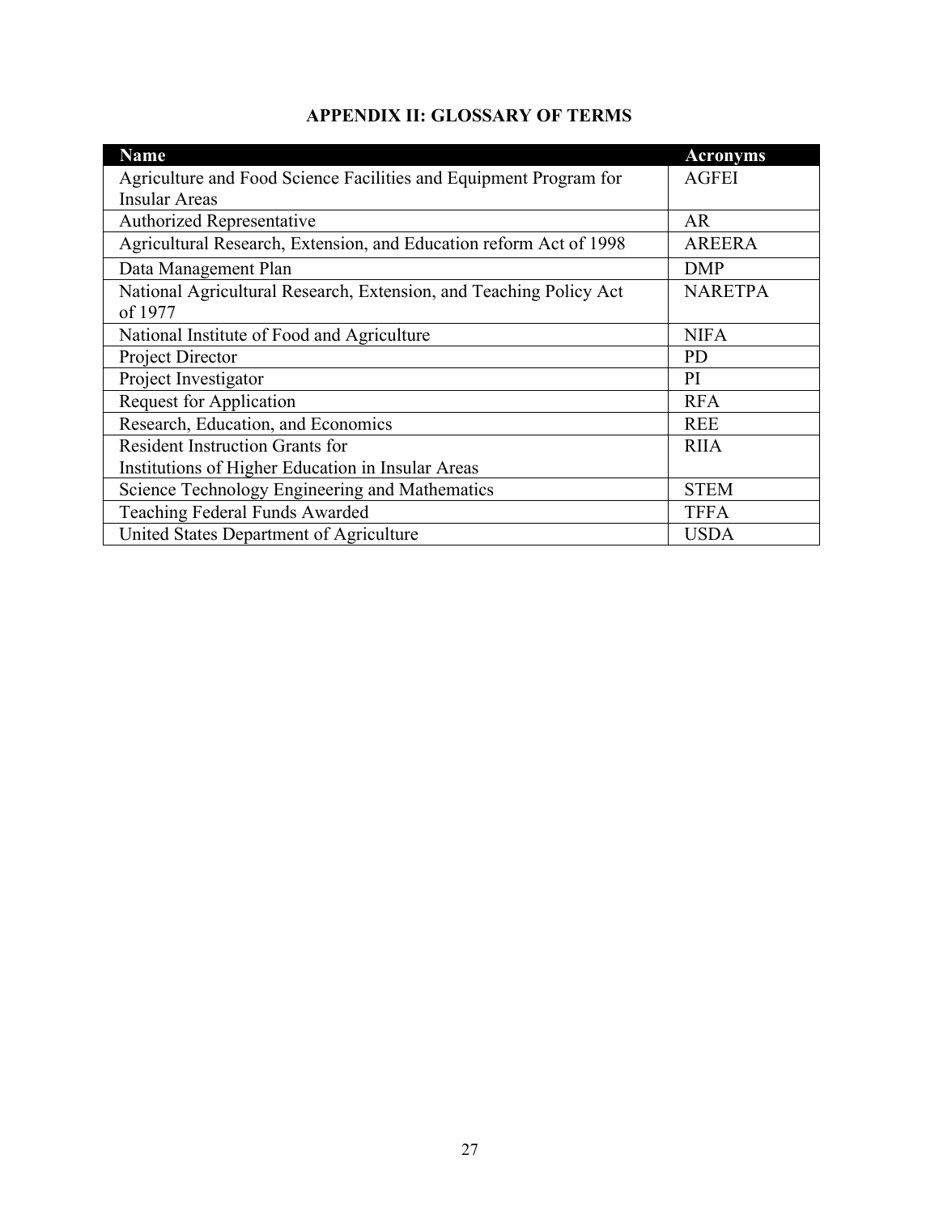## APPENDIX II: GLOSSARY OF TERMS

| Name | Acronyms |
| --- | --- |
| Agriculture and Food Science Facilities and Equipment Program for Insular Areas | AGFEI |
| Authorized Representative | AR |
| Agricultural Research, Extension, and Education reform Act of 1998 | AREERA |
| Data Management Plan | DMP |
| National Agricultural Research, Extension, and Teaching Policy Act of 1977 | NARETPA |
| National Institute of Food and Agriculture | NIFA |
| Project Director | PD |
| Project Investigator | PI |
| Request for Application | RFA |
| Research, Education, and Economics | REE |
| Resident Instruction Grants for Institutions of Higher Education in Insular Areas | RIIA |
| Science Technology Engineering and Mathematics | STEM |
| Teaching Federal Funds Awarded | TFFA |
| United States Department of Agriculture | USDA |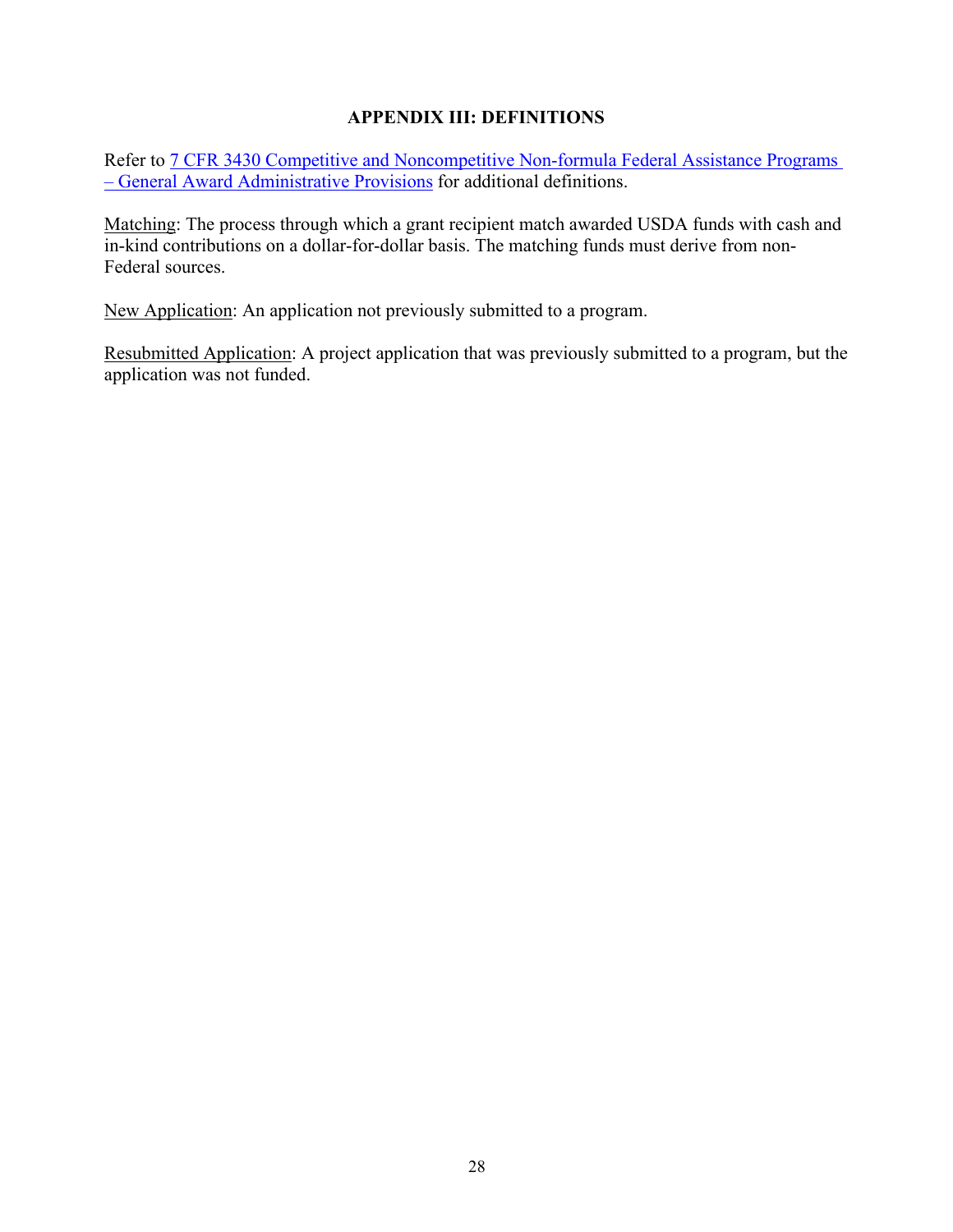## APPENDIX III: DEFINITIONS

Refer to [7 CFR 3430 Competitive and Noncompetitive Non-formula Federal Assistance Programs – General Award Administrative Provisions]() for additional definitions.

Matching: The process through which a grant recipient match awarded USDA funds with cash and in-kind contributions on a dollar-for-dollar basis. The matching funds must derive from non-Federal sources.

New Application: An application not previously submitted to a program.

Resubmitted Application: A project application that was previously submitted to a program, but the application was not funded.